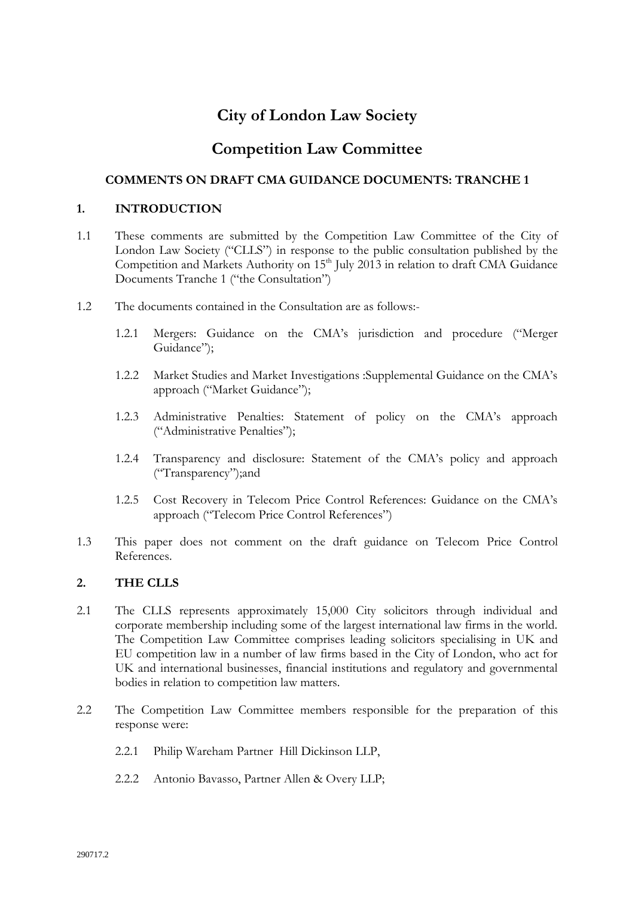# City of London Law Society

# Competition Law Committee

### COMMENTS ON DRAFT CMA GUIDANCE DOCUMENTS: TRANCHE 1

## 1. INTRODUCTION

1.1 These comments are submitted by the Competition Law Committee of the City of London Law Society ("CLLS") in response to the public consultation published by the Competition and Markets Authority on 15th July 2013 in relation to draft CMA Guidance Documents Tranche 1 ("the Consultation")

1.2 The documents contained in the Consultation are as follows:-

1.2.1 Mergers: Guidance on the CMA's jurisdiction and procedure ("Merger Guidance");

1.2.2 Market Studies and Market Investigations :Supplemental Guidance on the CMA's approach ("Market Guidance");

1.2.3 Administrative Penalties: Statement of policy on the CMA's approach ("Administrative Penalties");

1.2.4 Transparency and disclosure: Statement of the CMA's policy and approach ("Transparency");and

1.2.5 Cost Recovery in Telecom Price Control References: Guidance on the CMA's approach ("Telecom Price Control References")

1.3 This paper does not comment on the draft guidance on Telecom Price Control References.

## 2. THE CLLS

2.1 The CLLS represents approximately 15,000 City solicitors through individual and corporate membership including some of the largest international law firms in the world. The Competition Law Committee comprises leading solicitors specialising in UK and EU competition law in a number of law firms based in the City of London, who act for UK and international businesses, financial institutions and regulatory and governmental bodies in relation to competition law matters.

2.2 The Competition Law Committee members responsible for the preparation of this response were:

2.2.1 Philip Wareham Partner Hill Dickinson LLP,

2.2.2 Antonio Bavasso, Partner Allen & Overy LLP;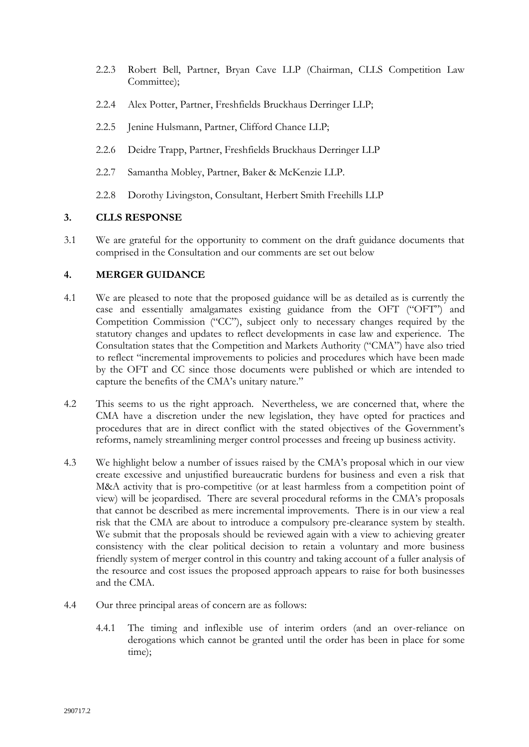2.2.3 Robert Bell, Partner, Bryan Cave LLP (Chairman, CLLS Competition Law Committee);

2.2.4 Alex Potter, Partner, Freshfields Bruckhaus Derringer LLP;

2.2.5 Jenine Hulsmann, Partner, Clifford Chance LLP;

2.2.6 Deidre Trapp, Partner, Freshfields Bruckhaus Derringer LLP

2.2.7 Samantha Mobley, Partner, Baker & McKenzie LLP.

2.2.8 Dorothy Livingston, Consultant, Herbert Smith Freehills LLP

## 3. CLLS RESPONSE

3.1 We are grateful for the opportunity to comment on the draft guidance documents that comprised in the Consultation and our comments are set out below

## 4. MERGER GUIDANCE

4.1 We are pleased to note that the proposed guidance will be as detailed as is currently the case and essentially amalgamates existing guidance from the OFT ("OFT") and Competition Commission ("CC"), subject only to necessary changes required by the statutory changes and updates to reflect developments in case law and experience. The Consultation states that the Competition and Markets Authority ("CMA") have also tried to reflect "incremental improvements to policies and procedures which have been made by the OFT and CC since those documents were published or which are intended to capture the benefits of the CMA's unitary nature."

4.2 This seems to us the right approach. Nevertheless, we are concerned that, where the CMA have a discretion under the new legislation, they have opted for practices and procedures that are in direct conflict with the stated objectives of the Government's reforms, namely streamlining merger control processes and freeing up business activity.

4.3 We highlight below a number of issues raised by the CMA's proposal which in our view create excessive and unjustified bureaucratic burdens for business and even a risk that M&A activity that is pro-competitive (or at least harmless from a competition point of view) will be jeopardised. There are several procedural reforms in the CMA's proposals that cannot be described as mere incremental improvements. There is in our view a real risk that the CMA are about to introduce a compulsory pre-clearance system by stealth. We submit that the proposals should be reviewed again with a view to achieving greater consistency with the clear political decision to retain a voluntary and more business friendly system of merger control in this country and taking account of a fuller analysis of the resource and cost issues the proposed approach appears to raise for both businesses and the CMA.

4.4 Our three principal areas of concern are as follows:

4.4.1 The timing and inflexible use of interim orders (and an over-reliance on derogations which cannot be granted until the order has been in place for some time);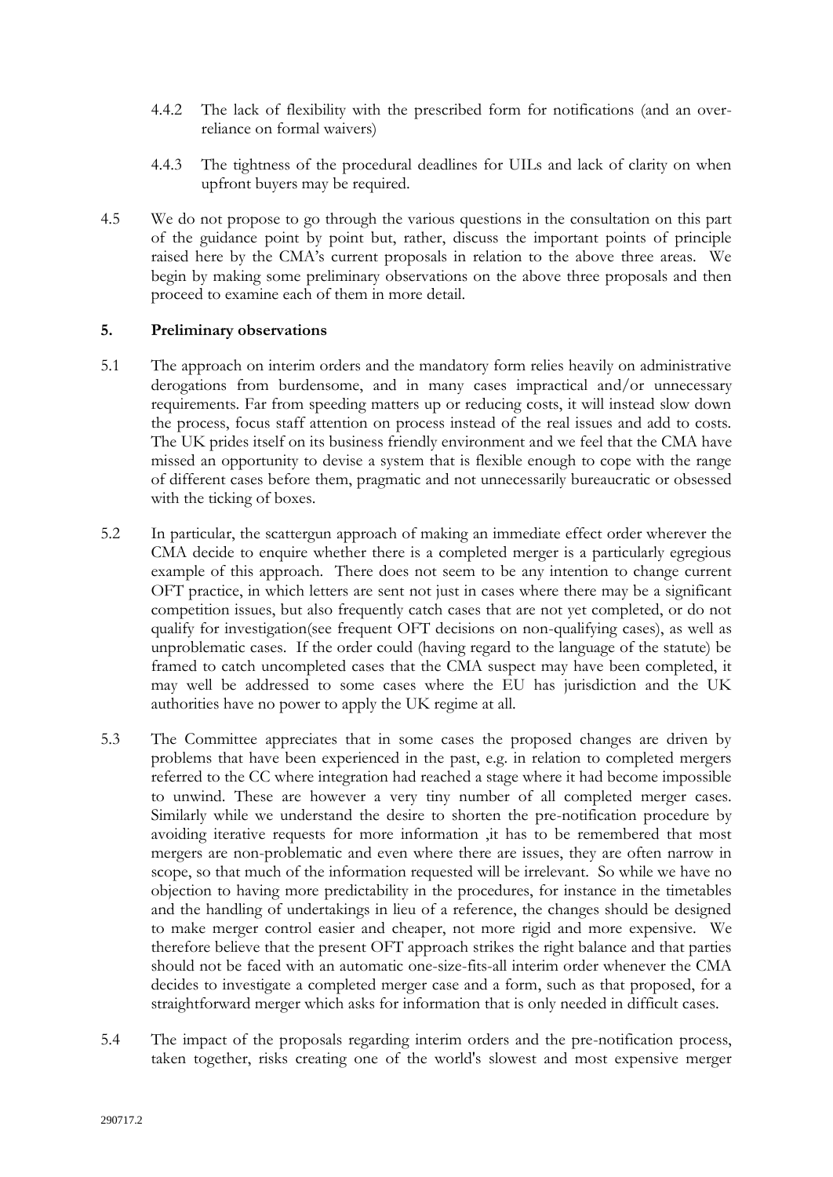4.4.2 The lack of flexibility with the prescribed form for notifications (and an over-reliance on formal waivers)

4.4.3 The tightness of the procedural deadlines for UILs and lack of clarity on when upfront buyers may be required.

4.5 We do not propose to go through the various questions in the consultation on this part of the guidance point by point but, rather, discuss the important points of principle raised here by the CMA's current proposals in relation to the above three areas. We begin by making some preliminary observations on the above three proposals and then proceed to examine each of them in more detail.

## 5. Preliminary observations

5.1 The approach on interim orders and the mandatory form relies heavily on administrative derogations from burdensome, and in many cases impractical and/or unnecessary requirements. Far from speeding matters up or reducing costs, it will instead slow down the process, focus staff attention on process instead of the real issues and add to costs. The UK prides itself on its business friendly environment and we feel that the CMA have missed an opportunity to devise a system that is flexible enough to cope with the range of different cases before them, pragmatic and not unnecessarily bureaucratic or obsessed with the ticking of boxes.

5.2 In particular, the scattergun approach of making an immediate effect order wherever the CMA decide to enquire whether there is a completed merger is a particularly egregious example of this approach. There does not seem to be any intention to change current OFT practice, in which letters are sent not just in cases where there may be a significant competition issues, but also frequently catch cases that are not yet completed, or do not qualify for investigation(see frequent OFT decisions on non-qualifying cases), as well as unproblematic cases. If the order could (having regard to the language of the statute) be framed to catch uncompleted cases that the CMA suspect may have been completed, it may well be addressed to some cases where the EU has jurisdiction and the UK authorities have no power to apply the UK regime at all.

5.3 The Committee appreciates that in some cases the proposed changes are driven by problems that have been experienced in the past, e.g. in relation to completed mergers referred to the CC where integration had reached a stage where it had become impossible to unwind. These are however a very tiny number of all completed merger cases. Similarly while we understand the desire to shorten the pre-notification procedure by avoiding iterative requests for more information ,it has to be remembered that most mergers are non-problematic and even where there are issues, they are often narrow in scope, so that much of the information requested will be irrelevant. So while we have no objection to having more predictability in the procedures, for instance in the timetables and the handling of undertakings in lieu of a reference, the changes should be designed to make merger control easier and cheaper, not more rigid and more expensive. We therefore believe that the present OFT approach strikes the right balance and that parties should not be faced with an automatic one-size-fits-all interim order whenever the CMA decides to investigate a completed merger case and a form, such as that proposed, for a straightforward merger which asks for information that is only needed in difficult cases.

5.4 The impact of the proposals regarding interim orders and the pre-notification process, taken together, risks creating one of the world's slowest and most expensive merger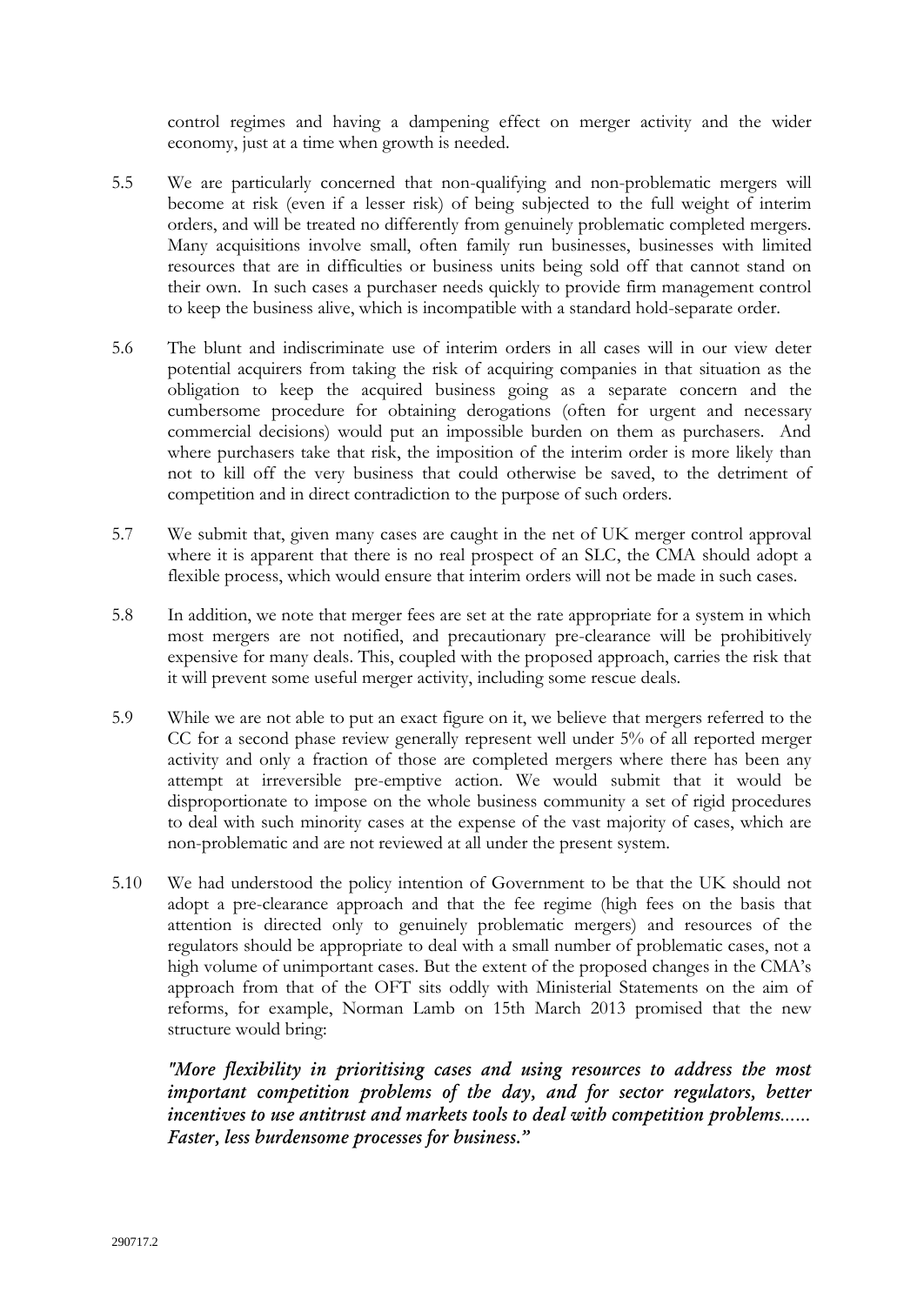control regimes and having a dampening effect on merger activity and the wider economy, just at a time when growth is needed.

5.5 We are particularly concerned that non-qualifying and non-problematic mergers will become at risk (even if a lesser risk) of being subjected to the full weight of interim orders, and will be treated no differently from genuinely problematic completed mergers. Many acquisitions involve small, often family run businesses, businesses with limited resources that are in difficulties or business units being sold off that cannot stand on their own. In such cases a purchaser needs quickly to provide firm management control to keep the business alive, which is incompatible with a standard hold-separate order.

5.6 The blunt and indiscriminate use of interim orders in all cases will in our view deter potential acquirers from taking the risk of acquiring companies in that situation as the obligation to keep the acquired business going as a separate concern and the cumbersome procedure for obtaining derogations (often for urgent and necessary commercial decisions) would put an impossible burden on them as purchasers. And where purchasers take that risk, the imposition of the interim order is more likely than not to kill off the very business that could otherwise be saved, to the detriment of competition and in direct contradiction to the purpose of such orders.

5.7 We submit that, given many cases are caught in the net of UK merger control approval where it is apparent that there is no real prospect of an SLC, the CMA should adopt a flexible process, which would ensure that interim orders will not be made in such cases.

5.8 In addition, we note that merger fees are set at the rate appropriate for a system in which most mergers are not notified, and precautionary pre-clearance will be prohibitively expensive for many deals. This, coupled with the proposed approach, carries the risk that it will prevent some useful merger activity, including some rescue deals.

5.9 While we are not able to put an exact figure on it, we believe that mergers referred to the CC for a second phase review generally represent well under 5% of all reported merger activity and only a fraction of those are completed mergers where there has been any attempt at irreversible pre-emptive action. We would submit that it would be disproportionate to impose on the whole business community a set of rigid procedures to deal with such minority cases at the expense of the vast majority of cases, which are non-problematic and are not reviewed at all under the present system.

5.10 We had understood the policy intention of Government to be that the UK should not adopt a pre-clearance approach and that the fee regime (high fees on the basis that attention is directed only to genuinely problematic mergers) and resources of the regulators should be appropriate to deal with a small number of problematic cases, not a high volume of unimportant cases. But the extent of the proposed changes in the CMA's approach from that of the OFT sits oddly with Ministerial Statements on the aim of reforms, for example, Norman Lamb on 15th March 2013 promised that the new structure would bring:

> ***"More flexibility in prioritising cases and using resources to address the most important competition problems of the day, and for sector regulators, better incentives to use antitrust and markets tools to deal with competition problems...... Faster, less burdensome processes for business."***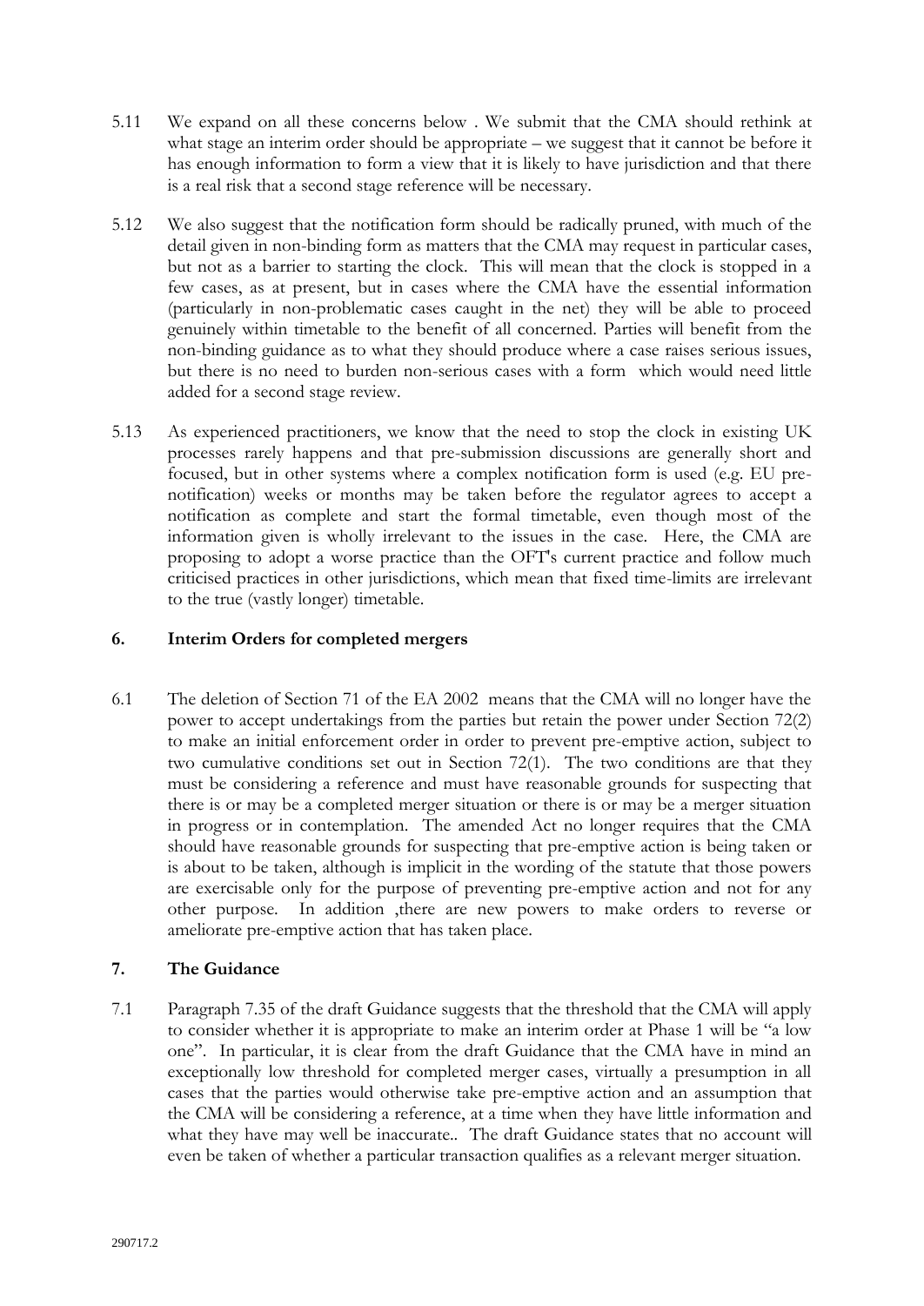5.11 We expand on all these concerns below . We submit that the CMA should rethink at what stage an interim order should be appropriate – we suggest that it cannot be before it has enough information to form a view that it is likely to have jurisdiction and that there is a real risk that a second stage reference will be necessary.

5.12 We also suggest that the notification form should be radically pruned, with much of the detail given in non-binding form as matters that the CMA may request in particular cases, but not as a barrier to starting the clock. This will mean that the clock is stopped in a few cases, as at present, but in cases where the CMA have the essential information (particularly in non-problematic cases caught in the net) they will be able to proceed genuinely within timetable to the benefit of all concerned. Parties will benefit from the non-binding guidance as to what they should produce where a case raises serious issues, but there is no need to burden non-serious cases with a form which would need little added for a second stage review.

5.13 As experienced practitioners, we know that the need to stop the clock in existing UK processes rarely happens and that pre-submission discussions are generally short and focused, but in other systems where a complex notification form is used (e.g. EU pre-notification) weeks or months may be taken before the regulator agrees to accept a notification as complete and start the formal timetable, even though most of the information given is wholly irrelevant to the issues in the case. Here, the CMA are proposing to adopt a worse practice than the OFT's current practice and follow much criticised practices in other jurisdictions, which mean that fixed time-limits are irrelevant to the true (vastly longer) timetable.

## 6. Interim Orders for completed mergers

6.1 The deletion of Section 71 of the EA 2002 means that the CMA will no longer have the power to accept undertakings from the parties but retain the power under Section 72(2) to make an initial enforcement order in order to prevent pre-emptive action, subject to two cumulative conditions set out in Section 72(1). The two conditions are that they must be considering a reference and must have reasonable grounds for suspecting that there is or may be a completed merger situation or there is or may be a merger situation in progress or in contemplation. The amended Act no longer requires that the CMA should have reasonable grounds for suspecting that pre-emptive action is being taken or is about to be taken, although is implicit in the wording of the statute that those powers are exercisable only for the purpose of preventing pre-emptive action and not for any other purpose. In addition ,there are new powers to make orders to reverse or ameliorate pre-emptive action that has taken place.

## 7. The Guidance

7.1 Paragraph 7.35 of the draft Guidance suggests that the threshold that the CMA will apply to consider whether it is appropriate to make an interim order at Phase 1 will be "a low one". In particular, it is clear from the draft Guidance that the CMA have in mind an exceptionally low threshold for completed merger cases, virtually a presumption in all cases that the parties would otherwise take pre-emptive action and an assumption that the CMA will be considering a reference, at a time when they have little information and what they have may well be inaccurate.. The draft Guidance states that no account will even be taken of whether a particular transaction qualifies as a relevant merger situation.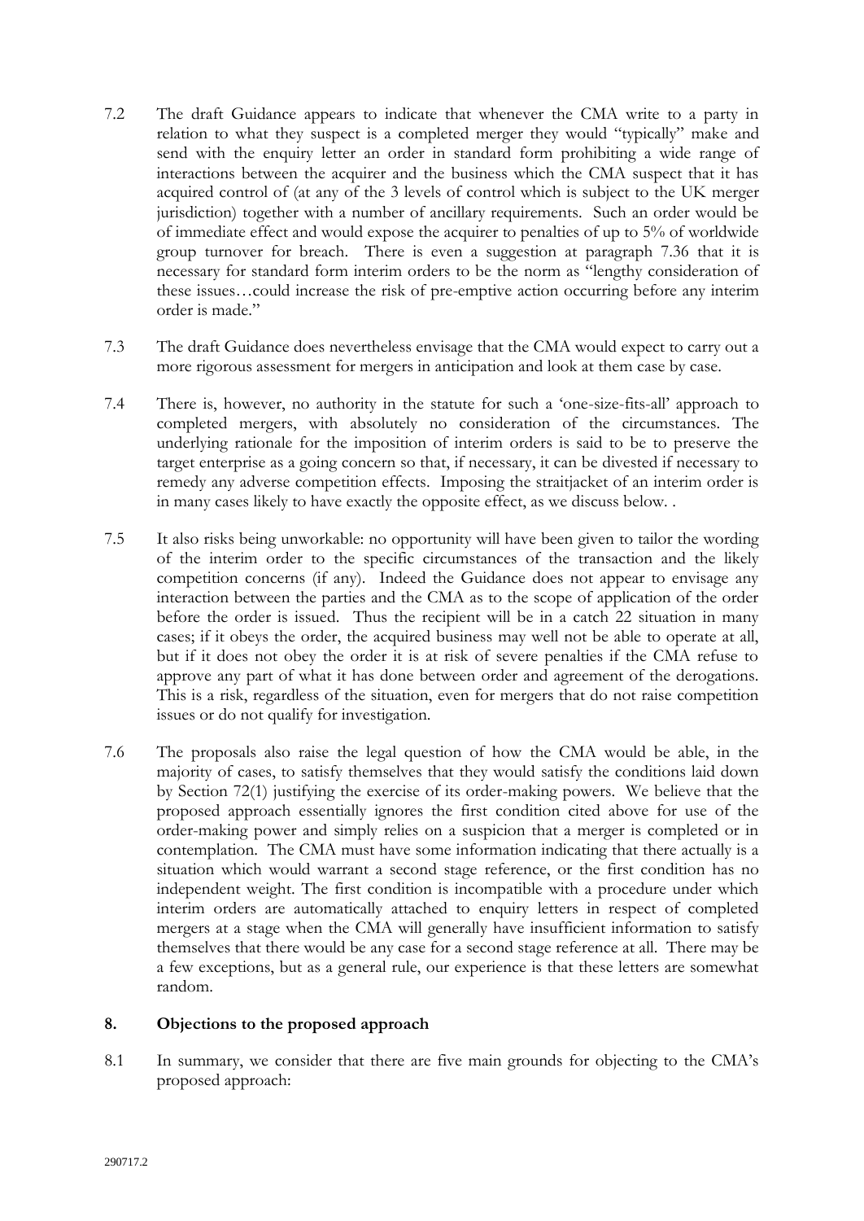7.2 The draft Guidance appears to indicate that whenever the CMA write to a party in relation to what they suspect is a completed merger they would "typically" make and send with the enquiry letter an order in standard form prohibiting a wide range of interactions between the acquirer and the business which the CMA suspect that it has acquired control of (at any of the 3 levels of control which is subject to the UK merger jurisdiction) together with a number of ancillary requirements. Such an order would be of immediate effect and would expose the acquirer to penalties of up to 5% of worldwide group turnover for breach. There is even a suggestion at paragraph 7.36 that it is necessary for standard form interim orders to be the norm as "lengthy consideration of these issues…could increase the risk of pre-emptive action occurring before any interim order is made."

7.3 The draft Guidance does nevertheless envisage that the CMA would expect to carry out a more rigorous assessment for mergers in anticipation and look at them case by case.

7.4 There is, however, no authority in the statute for such a 'one-size-fits-all' approach to completed mergers, with absolutely no consideration of the circumstances. The underlying rationale for the imposition of interim orders is said to be to preserve the target enterprise as a going concern so that, if necessary, it can be divested if necessary to remedy any adverse competition effects. Imposing the straitjacket of an interim order is in many cases likely to have exactly the opposite effect, as we discuss below. .

7.5 It also risks being unworkable: no opportunity will have been given to tailor the wording of the interim order to the specific circumstances of the transaction and the likely competition concerns (if any). Indeed the Guidance does not appear to envisage any interaction between the parties and the CMA as to the scope of application of the order before the order is issued. Thus the recipient will be in a catch 22 situation in many cases; if it obeys the order, the acquired business may well not be able to operate at all, but if it does not obey the order it is at risk of severe penalties if the CMA refuse to approve any part of what it has done between order and agreement of the derogations. This is a risk, regardless of the situation, even for mergers that do not raise competition issues or do not qualify for investigation.

7.6 The proposals also raise the legal question of how the CMA would be able, in the majority of cases, to satisfy themselves that they would satisfy the conditions laid down by Section 72(1) justifying the exercise of its order-making powers. We believe that the proposed approach essentially ignores the first condition cited above for use of the order-making power and simply relies on a suspicion that a merger is completed or in contemplation. The CMA must have some information indicating that there actually is a situation which would warrant a second stage reference, or the first condition has no independent weight. The first condition is incompatible with a procedure under which interim orders are automatically attached to enquiry letters in respect of completed mergers at a stage when the CMA will generally have insufficient information to satisfy themselves that there would be any case for a second stage reference at all. There may be a few exceptions, but as a general rule, our experience is that these letters are somewhat random.

## 8. Objections to the proposed approach

8.1 In summary, we consider that there are five main grounds for objecting to the CMA's proposed approach: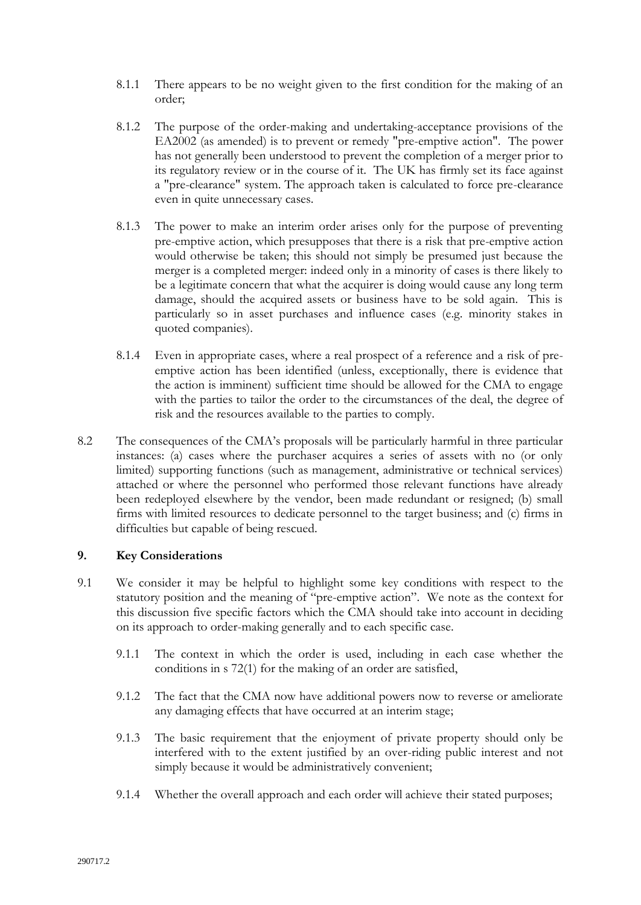8.1.1 There appears to be no weight given to the first condition for the making of an order;

8.1.2 The purpose of the order-making and undertaking-acceptance provisions of the EA2002 (as amended) is to prevent or remedy "pre-emptive action". The power has not generally been understood to prevent the completion of a merger prior to its regulatory review or in the course of it. The UK has firmly set its face against a "pre-clearance" system. The approach taken is calculated to force pre-clearance even in quite unnecessary cases.

8.1.3 The power to make an interim order arises only for the purpose of preventing pre-emptive action, which presupposes that there is a risk that pre-emptive action would otherwise be taken; this should not simply be presumed just because the merger is a completed merger: indeed only in a minority of cases is there likely to be a legitimate concern that what the acquirer is doing would cause any long term damage, should the acquired assets or business have to be sold again. This is particularly so in asset purchases and influence cases (e.g. minority stakes in quoted companies).

8.1.4 Even in appropriate cases, where a real prospect of a reference and a risk of pre-emptive action has been identified (unless, exceptionally, there is evidence that the action is imminent) sufficient time should be allowed for the CMA to engage with the parties to tailor the order to the circumstances of the deal, the degree of risk and the resources available to the parties to comply.

8.2 The consequences of the CMA's proposals will be particularly harmful in three particular instances: (a) cases where the purchaser acquires a series of assets with no (or only limited) supporting functions (such as management, administrative or technical services) attached or where the personnel who performed those relevant functions have already been redeployed elsewhere by the vendor, been made redundant or resigned; (b) small firms with limited resources to dedicate personnel to the target business; and (c) firms in difficulties but capable of being rescued.

## 9. Key Considerations

9.1 We consider it may be helpful to highlight some key conditions with respect to the statutory position and the meaning of "pre-emptive action". We note as the context for this discussion five specific factors which the CMA should take into account in deciding on its approach to order-making generally and to each specific case.

9.1.1 The context in which the order is used, including in each case whether the conditions in s 72(1) for the making of an order are satisfied,

9.1.2 The fact that the CMA now have additional powers now to reverse or ameliorate any damaging effects that have occurred at an interim stage;

9.1.3 The basic requirement that the enjoyment of private property should only be interfered with to the extent justified by an over-riding public interest and not simply because it would be administratively convenient;

9.1.4 Whether the overall approach and each order will achieve their stated purposes;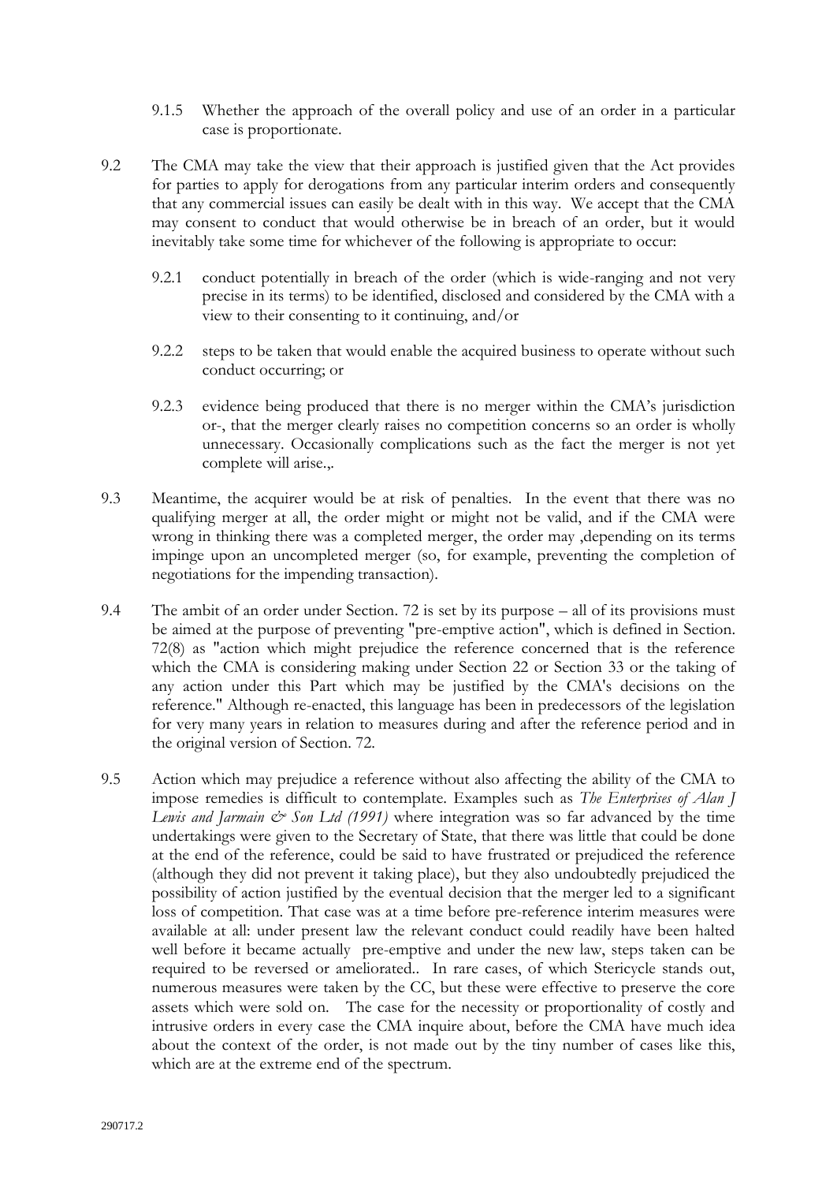9.1.5 Whether the approach of the overall policy and use of an order in a particular case is proportionate.

9.2 The CMA may take the view that their approach is justified given that the Act provides for parties to apply for derogations from any particular interim orders and consequently that any commercial issues can easily be dealt with in this way. We accept that the CMA may consent to conduct that would otherwise be in breach of an order, but it would inevitably take some time for whichever of the following is appropriate to occur:

9.2.1 conduct potentially in breach of the order (which is wide-ranging and not very precise in its terms) to be identified, disclosed and considered by the CMA with a view to their consenting to it continuing, and/or

9.2.2 steps to be taken that would enable the acquired business to operate without such conduct occurring; or

9.2.3 evidence being produced that there is no merger within the CMA's jurisdiction or-, that the merger clearly raises no competition concerns so an order is wholly unnecessary. Occasionally complications such as the fact the merger is not yet complete will arise.,.

9.3 Meantime, the acquirer would be at risk of penalties. In the event that there was no qualifying merger at all, the order might or might not be valid, and if the CMA were wrong in thinking there was a completed merger, the order may ,depending on its terms impinge upon an uncompleted merger (so, for example, preventing the completion of negotiations for the impending transaction).

9.4 The ambit of an order under Section. 72 is set by its purpose – all of its provisions must be aimed at the purpose of preventing "pre-emptive action", which is defined in Section. 72(8) as "action which might prejudice the reference concerned that is the reference which the CMA is considering making under Section 22 or Section 33 or the taking of any action under this Part which may be justified by the CMA's decisions on the reference." Although re-enacted, this language has been in predecessors of the legislation for very many years in relation to measures during and after the reference period and in the original version of Section. 72.

9.5 Action which may prejudice a reference without also affecting the ability of the CMA to impose remedies is difficult to contemplate. Examples such as *The Enterprises of Alan J Lewis and Jarmain & Son Ltd (1991)* where integration was so far advanced by the time undertakings were given to the Secretary of State, that there was little that could be done at the end of the reference, could be said to have frustrated or prejudiced the reference (although they did not prevent it taking place), but they also undoubtedly prejudiced the possibility of action justified by the eventual decision that the merger led to a significant loss of competition. That case was at a time before pre-reference interim measures were available at all: under present law the relevant conduct could readily have been halted well before it became actually pre-emptive and under the new law, steps taken can be required to be reversed or ameliorated.. In rare cases, of which Stericycle stands out, numerous measures were taken by the CC, but these were effective to preserve the core assets which were sold on. The case for the necessity or proportionality of costly and intrusive orders in every case the CMA inquire about, before the CMA have much idea about the context of the order, is not made out by the tiny number of cases like this, which are at the extreme end of the spectrum.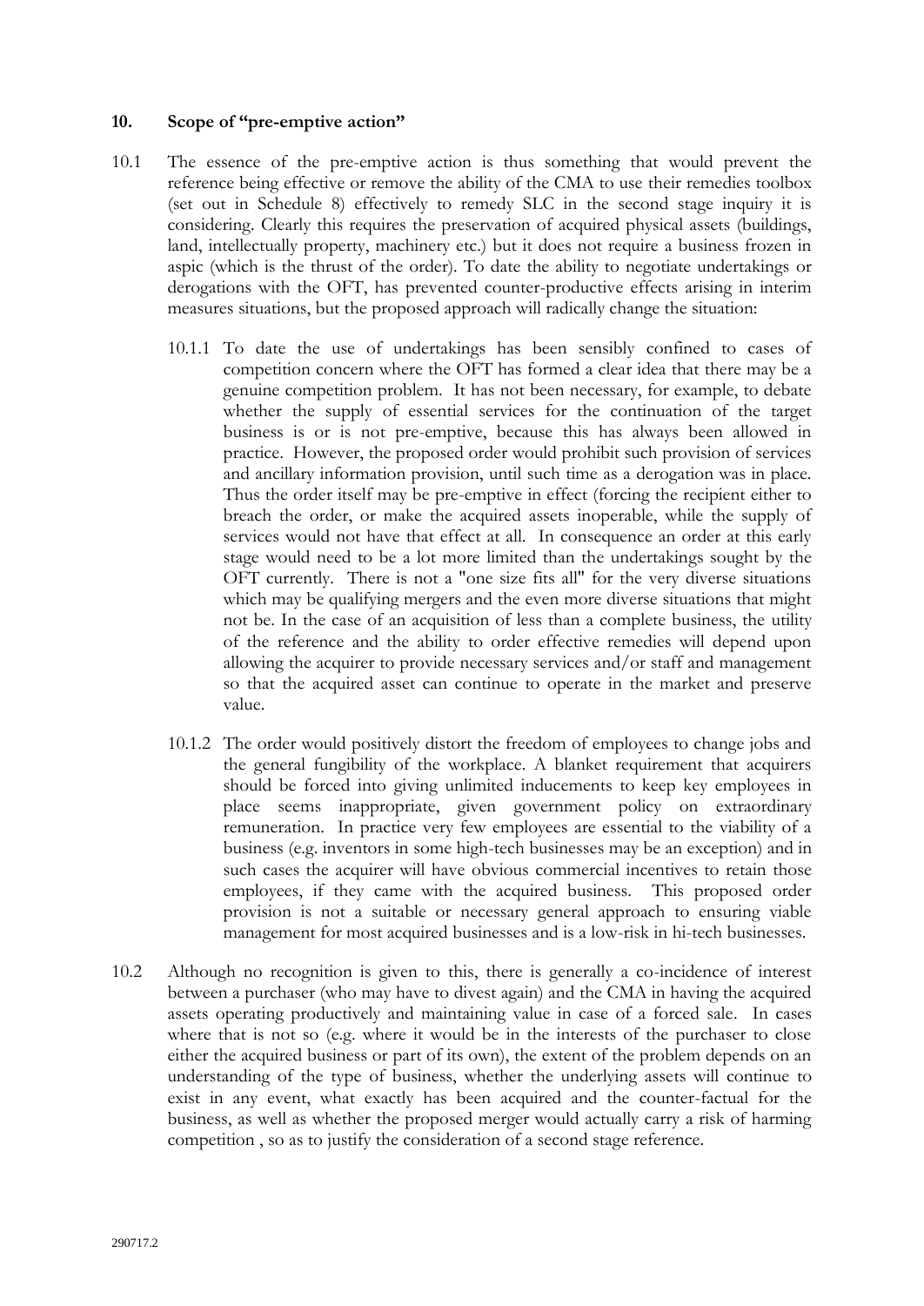## 10. Scope of "pre-emptive action"

10.1 The essence of the pre-emptive action is thus something that would prevent the reference being effective or remove the ability of the CMA to use their remedies toolbox (set out in Schedule 8) effectively to remedy SLC in the second stage inquiry it is considering. Clearly this requires the preservation of acquired physical assets (buildings, land, intellectually property, machinery etc.) but it does not require a business frozen in aspic (which is the thrust of the order). To date the ability to negotiate undertakings or derogations with the OFT, has prevented counter-productive effects arising in interim measures situations, but the proposed approach will radically change the situation:

10.1.1 To date the use of undertakings has been sensibly confined to cases of competition concern where the OFT has formed a clear idea that there may be a genuine competition problem. It has not been necessary, for example, to debate whether the supply of essential services for the continuation of the target business is or is not pre-emptive, because this has always been allowed in practice. However, the proposed order would prohibit such provision of services and ancillary information provision, until such time as a derogation was in place. Thus the order itself may be pre-emptive in effect (forcing the recipient either to breach the order, or make the acquired assets inoperable, while the supply of services would not have that effect at all. In consequence an order at this early stage would need to be a lot more limited than the undertakings sought by the OFT currently. There is not a "one size fits all" for the very diverse situations which may be qualifying mergers and the even more diverse situations that might not be. In the case of an acquisition of less than a complete business, the utility of the reference and the ability to order effective remedies will depend upon allowing the acquirer to provide necessary services and/or staff and management so that the acquired asset can continue to operate in the market and preserve value.

10.1.2 The order would positively distort the freedom of employees to change jobs and the general fungibility of the workplace. A blanket requirement that acquirers should be forced into giving unlimited inducements to keep key employees in place seems inappropriate, given government policy on extraordinary remuneration. In practice very few employees are essential to the viability of a business (e.g. inventors in some high-tech businesses may be an exception) and in such cases the acquirer will have obvious commercial incentives to retain those employees, if they came with the acquired business. This proposed order provision is not a suitable or necessary general approach to ensuring viable management for most acquired businesses and is a low-risk in hi-tech businesses.

10.2 Although no recognition is given to this, there is generally a co-incidence of interest between a purchaser (who may have to divest again) and the CMA in having the acquired assets operating productively and maintaining value in case of a forced sale. In cases where that is not so (e.g. where it would be in the interests of the purchaser to close either the acquired business or part of its own), the extent of the problem depends on an understanding of the type of business, whether the underlying assets will continue to exist in any event, what exactly has been acquired and the counter-factual for the business, as well as whether the proposed merger would actually carry a risk of harming competition , so as to justify the consideration of a second stage reference.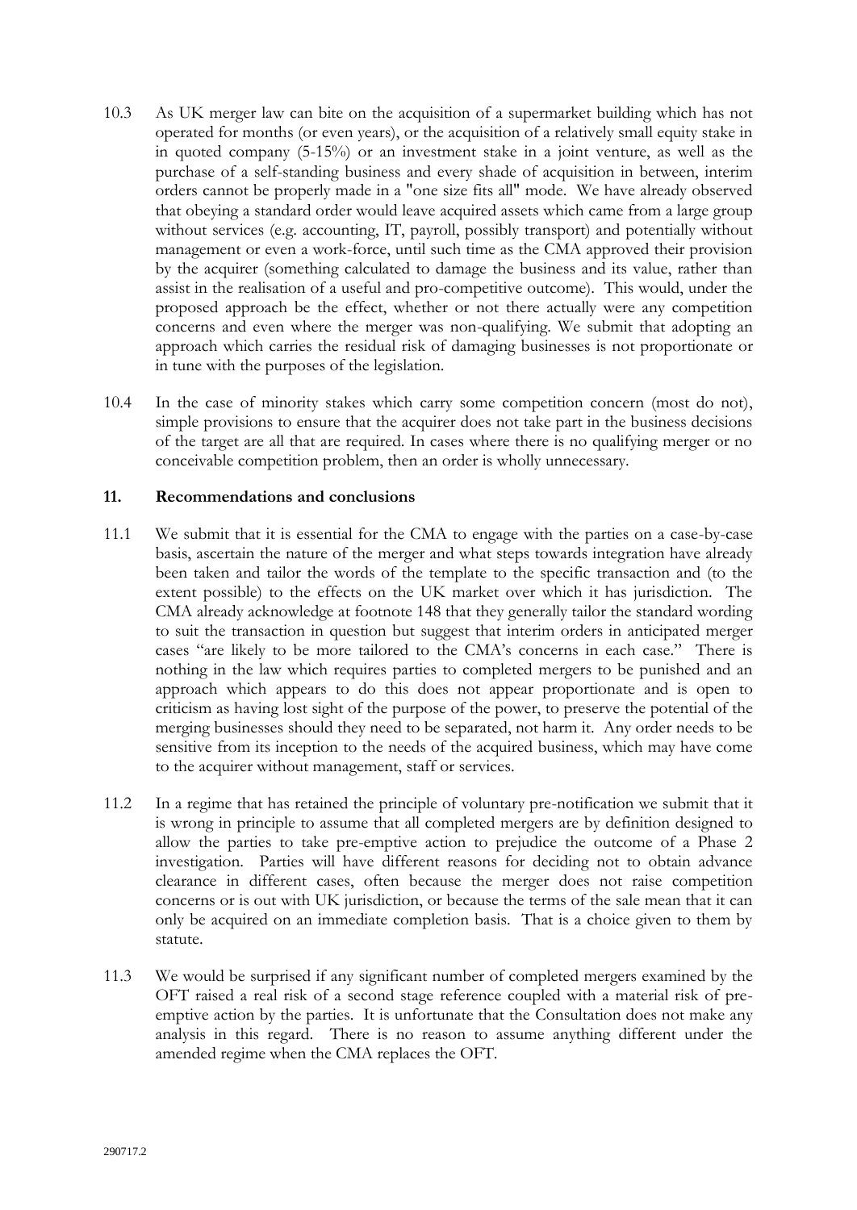10.3 As UK merger law can bite on the acquisition of a supermarket building which has not operated for months (or even years), or the acquisition of a relatively small equity stake in in quoted company (5-15%) or an investment stake in a joint venture, as well as the purchase of a self-standing business and every shade of acquisition in between, interim orders cannot be properly made in a "one size fits all" mode. We have already observed that obeying a standard order would leave acquired assets which came from a large group without services (e.g. accounting, IT, payroll, possibly transport) and potentially without management or even a work-force, until such time as the CMA approved their provision by the acquirer (something calculated to damage the business and its value, rather than assist in the realisation of a useful and pro-competitive outcome). This would, under the proposed approach be the effect, whether or not there actually were any competition concerns and even where the merger was non-qualifying. We submit that adopting an approach which carries the residual risk of damaging businesses is not proportionate or in tune with the purposes of the legislation.

10.4 In the case of minority stakes which carry some competition concern (most do not), simple provisions to ensure that the acquirer does not take part in the business decisions of the target are all that are required. In cases where there is no qualifying merger or no conceivable competition problem, then an order is wholly unnecessary.

## 11. Recommendations and conclusions

11.1 We submit that it is essential for the CMA to engage with the parties on a case-by-case basis, ascertain the nature of the merger and what steps towards integration have already been taken and tailor the words of the template to the specific transaction and (to the extent possible) to the effects on the UK market over which it has jurisdiction. The CMA already acknowledge at footnote 148 that they generally tailor the standard wording to suit the transaction in question but suggest that interim orders in anticipated merger cases "are likely to be more tailored to the CMA's concerns in each case." There is nothing in the law which requires parties to completed mergers to be punished and an approach which appears to do this does not appear proportionate and is open to criticism as having lost sight of the purpose of the power, to preserve the potential of the merging businesses should they need to be separated, not harm it. Any order needs to be sensitive from its inception to the needs of the acquired business, which may have come to the acquirer without management, staff or services.

11.2 In a regime that has retained the principle of voluntary pre-notification we submit that it is wrong in principle to assume that all completed mergers are by definition designed to allow the parties to take pre-emptive action to prejudice the outcome of a Phase 2 investigation. Parties will have different reasons for deciding not to obtain advance clearance in different cases, often because the merger does not raise competition concerns or is out with UK jurisdiction, or because the terms of the sale mean that it can only be acquired on an immediate completion basis. That is a choice given to them by statute.

11.3 We would be surprised if any significant number of completed mergers examined by the OFT raised a real risk of a second stage reference coupled with a material risk of pre-emptive action by the parties. It is unfortunate that the Consultation does not make any analysis in this regard. There is no reason to assume anything different under the amended regime when the CMA replaces the OFT.

290717.2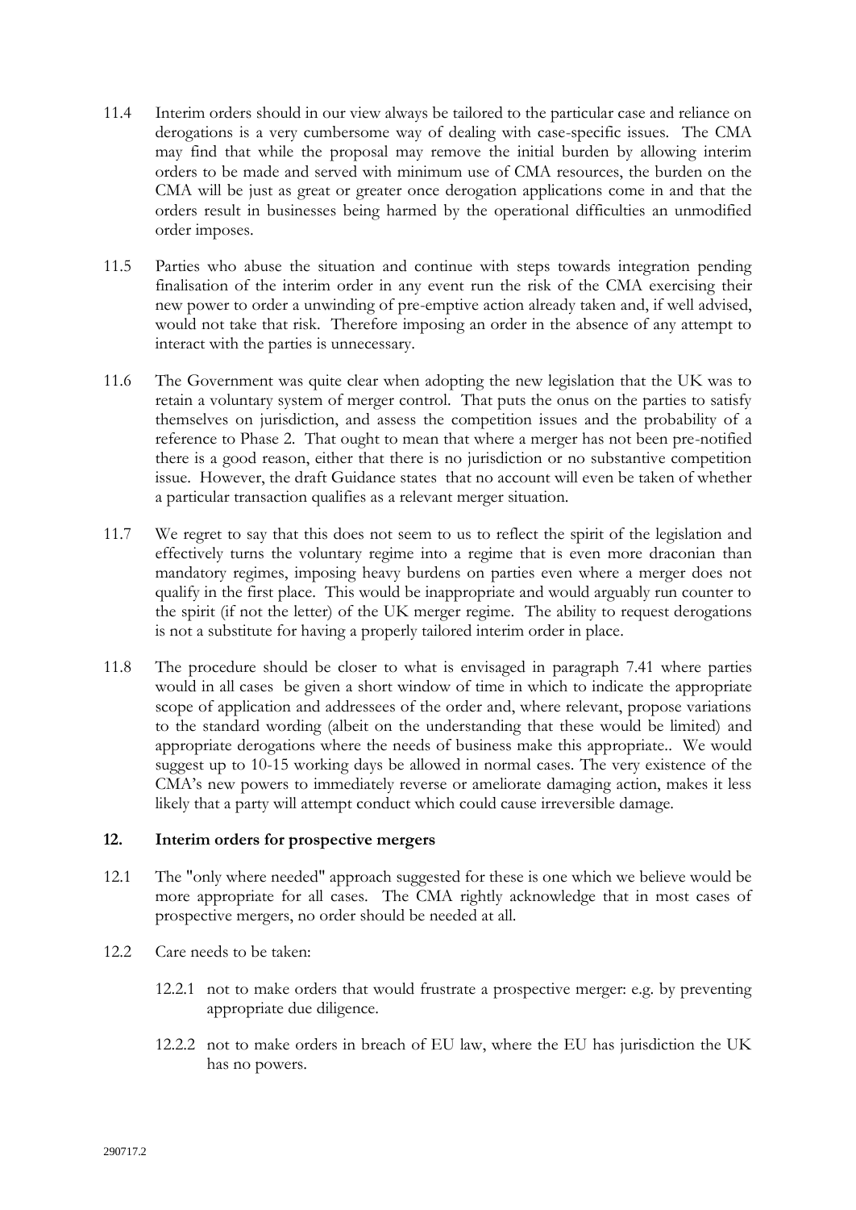11.4 Interim orders should in our view always be tailored to the particular case and reliance on derogations is a very cumbersome way of dealing with case-specific issues. The CMA may find that while the proposal may remove the initial burden by allowing interim orders to be made and served with minimum use of CMA resources, the burden on the CMA will be just as great or greater once derogation applications come in and that the orders result in businesses being harmed by the operational difficulties an unmodified order imposes.

11.5 Parties who abuse the situation and continue with steps towards integration pending finalisation of the interim order in any event run the risk of the CMA exercising their new power to order a unwinding of pre-emptive action already taken and, if well advised, would not take that risk. Therefore imposing an order in the absence of any attempt to interact with the parties is unnecessary.

11.6 The Government was quite clear when adopting the new legislation that the UK was to retain a voluntary system of merger control. That puts the onus on the parties to satisfy themselves on jurisdiction, and assess the competition issues and the probability of a reference to Phase 2. That ought to mean that where a merger has not been pre-notified there is a good reason, either that there is no jurisdiction or no substantive competition issue. However, the draft Guidance states that no account will even be taken of whether a particular transaction qualifies as a relevant merger situation.

11.7 We regret to say that this does not seem to us to reflect the spirit of the legislation and effectively turns the voluntary regime into a regime that is even more draconian than mandatory regimes, imposing heavy burdens on parties even where a merger does not qualify in the first place. This would be inappropriate and would arguably run counter to the spirit (if not the letter) of the UK merger regime. The ability to request derogations is not a substitute for having a properly tailored interim order in place.

11.8 The procedure should be closer to what is envisaged in paragraph 7.41 where parties would in all cases be given a short window of time in which to indicate the appropriate scope of application and addressees of the order and, where relevant, propose variations to the standard wording (albeit on the understanding that these would be limited) and appropriate derogations where the needs of business make this appropriate.. We would suggest up to 10-15 working days be allowed in normal cases. The very existence of the CMA's new powers to immediately reverse or ameliorate damaging action, makes it less likely that a party will attempt conduct which could cause irreversible damage.

## 12. Interim orders for prospective mergers

12.1 The "only where needed" approach suggested for these is one which we believe would be more appropriate for all cases. The CMA rightly acknowledge that in most cases of prospective mergers, no order should be needed at all.

12.2 Care needs to be taken:

12.2.1 not to make orders that would frustrate a prospective merger: e.g. by preventing appropriate due diligence.

12.2.2 not to make orders in breach of EU law, where the EU has jurisdiction the UK has no powers.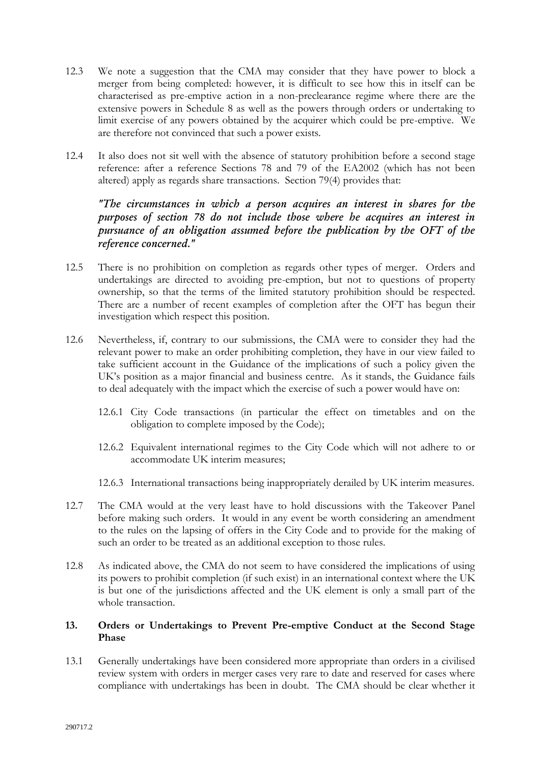12.3 We note a suggestion that the CMA may consider that they have power to block a merger from being completed: however, it is difficult to see how this in itself can be characterised as pre-emptive action in a non-preclearance regime where there are the extensive powers in Schedule 8 as well as the powers through orders or undertaking to limit exercise of any powers obtained by the acquirer which could be pre-emptive. We are therefore not convinced that such a power exists.

12.4 It also does not sit well with the absence of statutory prohibition before a second stage reference: after a reference Sections 78 and 79 of the EA2002 (which has not been altered) apply as regards share transactions. Section 79(4) provides that:

> ***"The circumstances in which a person acquires an interest in shares for the purposes of section 78 do not include those where he acquires an interest in pursuance of an obligation assumed before the publication by the OFT of the reference concerned."***

12.5 There is no prohibition on completion as regards other types of merger. Orders and undertakings are directed to avoiding pre-emption, but not to questions of property ownership, so that the terms of the limited statutory prohibition should be respected. There are a number of recent examples of completion after the OFT has begun their investigation which respect this position.

12.6 Nevertheless, if, contrary to our submissions, the CMA were to consider they had the relevant power to make an order prohibiting completion, they have in our view failed to take sufficient account in the Guidance of the implications of such a policy given the UK's position as a major financial and business centre. As it stands, the Guidance fails to deal adequately with the impact which the exercise of such a power would have on:

- 12.6.1 City Code transactions (in particular the effect on timetables and on the obligation to complete imposed by the Code);
- 12.6.2 Equivalent international regimes to the City Code which will not adhere to or accommodate UK interim measures;
- 12.6.3 International transactions being inappropriately derailed by UK interim measures.

12.7 The CMA would at the very least have to hold discussions with the Takeover Panel before making such orders. It would in any event be worth considering an amendment to the rules on the lapsing of offers in the City Code and to provide for the making of such an order to be treated as an additional exception to those rules.

12.8 As indicated above, the CMA do not seem to have considered the implications of using its powers to prohibit completion (if such exist) in an international context where the UK is but one of the jurisdictions affected and the UK element is only a small part of the whole transaction.

## 13. Orders or Undertakings to Prevent Pre-emptive Conduct at the Second Stage Phase

13.1 Generally undertakings have been considered more appropriate than orders in a civilised review system with orders in merger cases very rare to date and reserved for cases where compliance with undertakings has been in doubt. The CMA should be clear whether it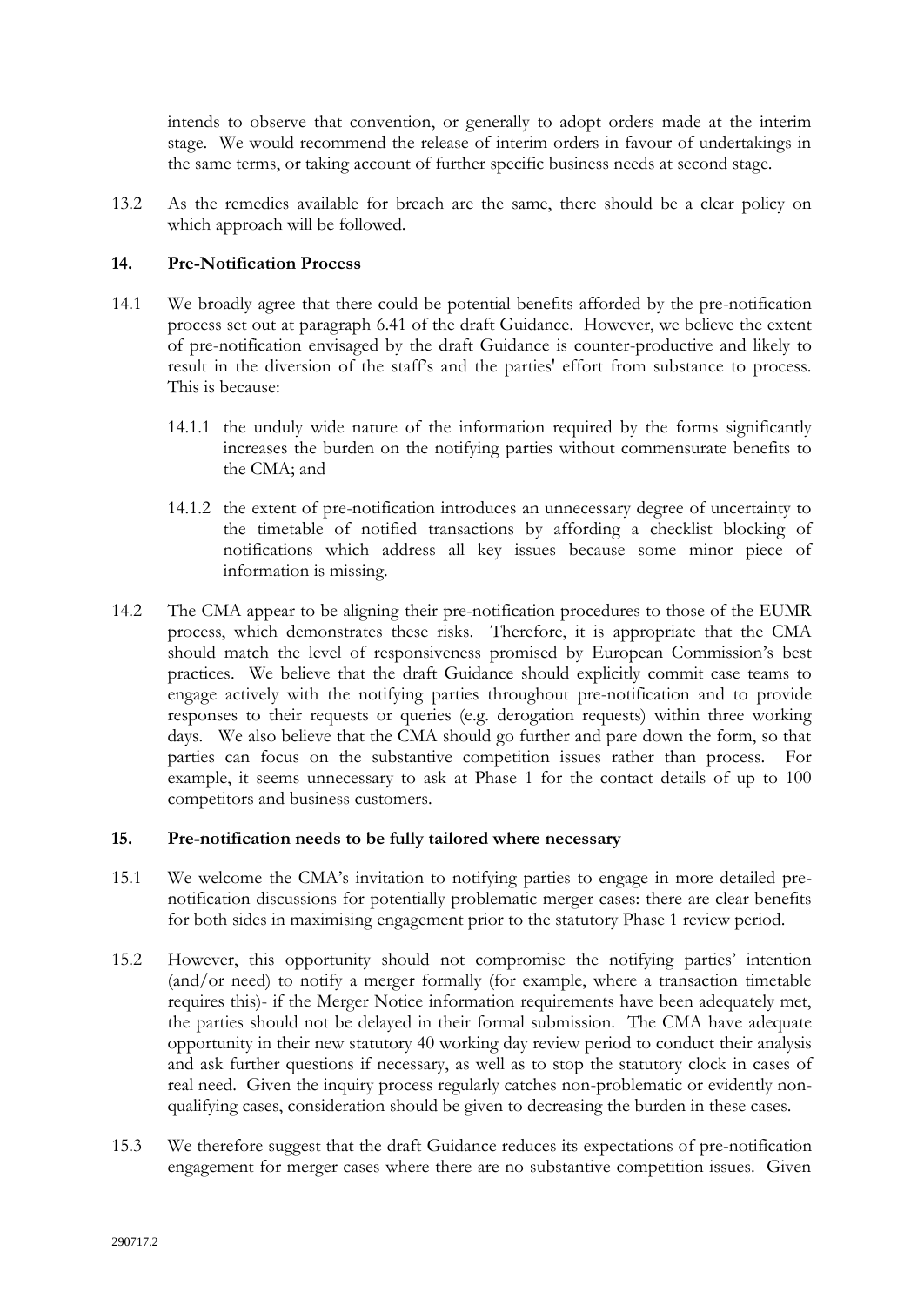intends to observe that convention, or generally to adopt orders made at the interim stage. We would recommend the release of interim orders in favour of undertakings in the same terms, or taking account of further specific business needs at second stage.

13.2 As the remedies available for breach are the same, there should be a clear policy on which approach will be followed.

## 14. Pre-Notification Process

14.1 We broadly agree that there could be potential benefits afforded by the pre-notification process set out at paragraph 6.41 of the draft Guidance. However, we believe the extent of pre-notification envisaged by the draft Guidance is counter-productive and likely to result in the diversion of the staff's and the parties' effort from substance to process. This is because:

14.1.1 the unduly wide nature of the information required by the forms significantly increases the burden on the notifying parties without commensurate benefits to the CMA; and

14.1.2 the extent of pre-notification introduces an unnecessary degree of uncertainty to the timetable of notified transactions by affording a checklist blocking of notifications which address all key issues because some minor piece of information is missing.

14.2 The CMA appear to be aligning their pre-notification procedures to those of the EUMR process, which demonstrates these risks. Therefore, it is appropriate that the CMA should match the level of responsiveness promised by European Commission's best practices. We believe that the draft Guidance should explicitly commit case teams to engage actively with the notifying parties throughout pre-notification and to provide responses to their requests or queries (e.g. derogation requests) within three working days. We also believe that the CMA should go further and pare down the form, so that parties can focus on the substantive competition issues rather than process. For example, it seems unnecessary to ask at Phase 1 for the contact details of up to 100 competitors and business customers.

## 15. Pre-notification needs to be fully tailored where necessary

15.1 We welcome the CMA's invitation to notifying parties to engage in more detailed pre-notification discussions for potentially problematic merger cases: there are clear benefits for both sides in maximising engagement prior to the statutory Phase 1 review period.

15.2 However, this opportunity should not compromise the notifying parties' intention (and/or need) to notify a merger formally (for example, where a transaction timetable requires this)- if the Merger Notice information requirements have been adequately met, the parties should not be delayed in their formal submission. The CMA have adequate opportunity in their new statutory 40 working day review period to conduct their analysis and ask further questions if necessary, as well as to stop the statutory clock in cases of real need. Given the inquiry process regularly catches non-problematic or evidently non-qualifying cases, consideration should be given to decreasing the burden in these cases.

15.3 We therefore suggest that the draft Guidance reduces its expectations of pre-notification engagement for merger cases where there are no substantive competition issues. Given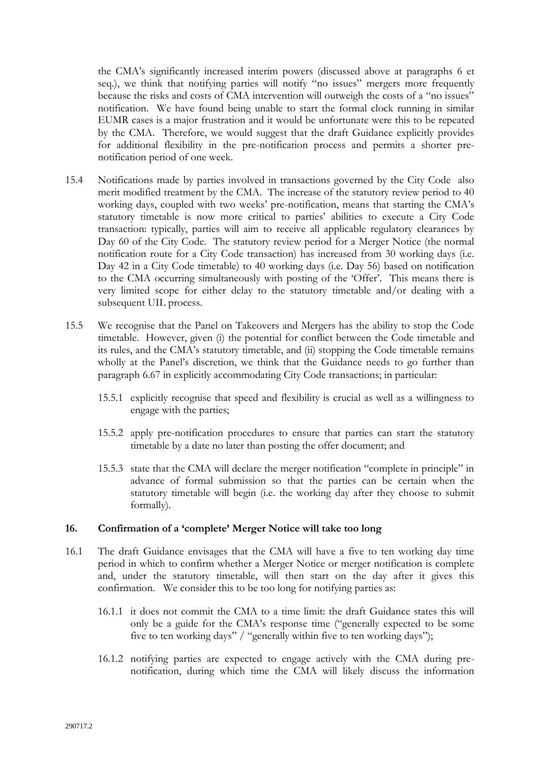the CMA's significantly increased interim powers (discussed above at paragraphs 6 et seq.), we think that notifying parties will notify "no issues" mergers more frequently because the risks and costs of CMA intervention will outweigh the costs of a "no issues" notification. We have found being unable to start the formal clock running in similar EUMR cases is a major frustration and it would be unfortunate were this to be repeated by the CMA. Therefore, we would suggest that the draft Guidance explicitly provides for additional flexibility in the pre-notification process and permits a shorter pre-notification period of one week.

15.4 Notifications made by parties involved in transactions governed by the City Code also merit modified treatment by the CMA. The increase of the statutory review period to 40 working days, coupled with two weeks' pre-notification, means that starting the CMA's statutory timetable is now more critical to parties' abilities to execute a City Code transaction: typically, parties will aim to receive all applicable regulatory clearances by Day 60 of the City Code. The statutory review period for a Merger Notice (the normal notification route for a City Code transaction) has increased from 30 working days (i.e. Day 42 in a City Code timetable) to 40 working days (i.e. Day 56) based on notification to the CMA occurring simultaneously with posting of the 'Offer'. This means there is very limited scope for either delay to the statutory timetable and/or dealing with a subsequent UIL process.

15.5 We recognise that the Panel on Takeovers and Mergers has the ability to stop the Code timetable. However, given (i) the potential for conflict between the Code timetable and its rules, and the CMA's statutory timetable, and (ii) stopping the Code timetable remains wholly at the Panel's discretion, we think that the Guidance needs to go further than paragraph 6.67 in explicitly accommodating City Code transactions; in particular:

15.5.1 explicitly recognise that speed and flexibility is crucial as well as a willingness to engage with the parties;

15.5.2 apply pre-notification procedures to ensure that parties can start the statutory timetable by a date no later than posting the offer document; and

15.5.3 state that the CMA will declare the merger notification "complete in principle" in advance of formal submission so that the parties can be certain when the statutory timetable will begin (i.e. the working day after they choose to submit formally).

## 16. Confirmation of a 'complete' Merger Notice will take too long

16.1 The draft Guidance envisages that the CMA will have a five to ten working day time period in which to confirm whether a Merger Notice or merger notification is complete and, under the statutory timetable, will then start on the day after it gives this confirmation. We consider this to be too long for notifying parties as:

16.1.1 it does not commit the CMA to a time limit: the draft Guidance states this will only be a guide for the CMA's response time ("generally expected to be some five to ten working days" / "generally within five to ten working days");

16.1.2 notifying parties are expected to engage actively with the CMA during pre-notification, during which time the CMA will likely discuss the information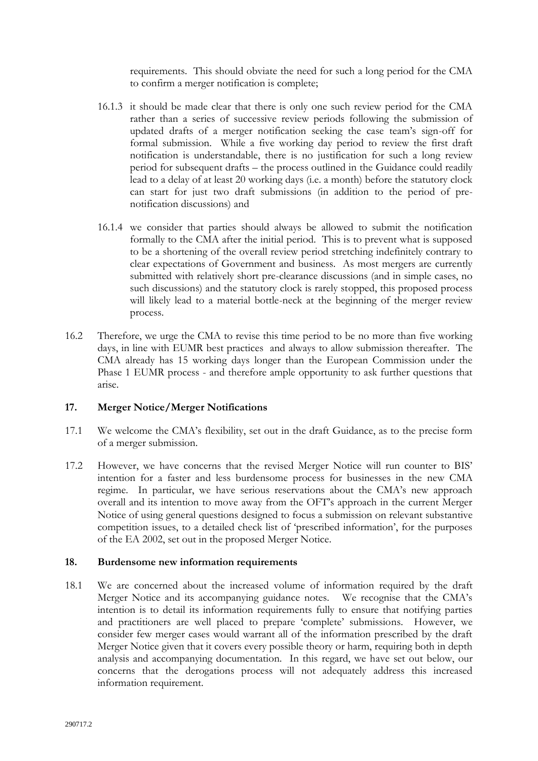requirements. This should obviate the need for such a long period for the CMA to confirm a merger notification is complete;

16.1.3 it should be made clear that there is only one such review period for the CMA rather than a series of successive review periods following the submission of updated drafts of a merger notification seeking the case team's sign-off for formal submission. While a five working day period to review the first draft notification is understandable, there is no justification for such a long review period for subsequent drafts – the process outlined in the Guidance could readily lead to a delay of at least 20 working days (i.e. a month) before the statutory clock can start for just two draft submissions (in addition to the period of pre-notification discussions) and

16.1.4 we consider that parties should always be allowed to submit the notification formally to the CMA after the initial period. This is to prevent what is supposed to be a shortening of the overall review period stretching indefinitely contrary to clear expectations of Government and business. As most mergers are currently submitted with relatively short pre-clearance discussions (and in simple cases, no such discussions) and the statutory clock is rarely stopped, this proposed process will likely lead to a material bottle-neck at the beginning of the merger review process.

16.2 Therefore, we urge the CMA to revise this time period to be no more than five working days, in line with EUMR best practices and always to allow submission thereafter. The CMA already has 15 working days longer than the European Commission under the Phase 1 EUMR process - and therefore ample opportunity to ask further questions that arise.

## 17. Merger Notice/Merger Notifications

17.1 We welcome the CMA's flexibility, set out in the draft Guidance, as to the precise form of a merger submission.

17.2 However, we have concerns that the revised Merger Notice will run counter to BIS' intention for a faster and less burdensome process for businesses in the new CMA regime. In particular, we have serious reservations about the CMA's new approach overall and its intention to move away from the OFT's approach in the current Merger Notice of using general questions designed to focus a submission on relevant substantive competition issues, to a detailed check list of 'prescribed information', for the purposes of the EA 2002, set out in the proposed Merger Notice.

## 18. Burdensome new information requirements

18.1 We are concerned about the increased volume of information required by the draft Merger Notice and its accompanying guidance notes. We recognise that the CMA's intention is to detail its information requirements fully to ensure that notifying parties and practitioners are well placed to prepare 'complete' submissions. However, we consider few merger cases would warrant all of the information prescribed by the draft Merger Notice given that it covers every possible theory or harm, requiring both in depth analysis and accompanying documentation. In this regard, we have set out below, our concerns that the derogations process will not adequately address this increased information requirement.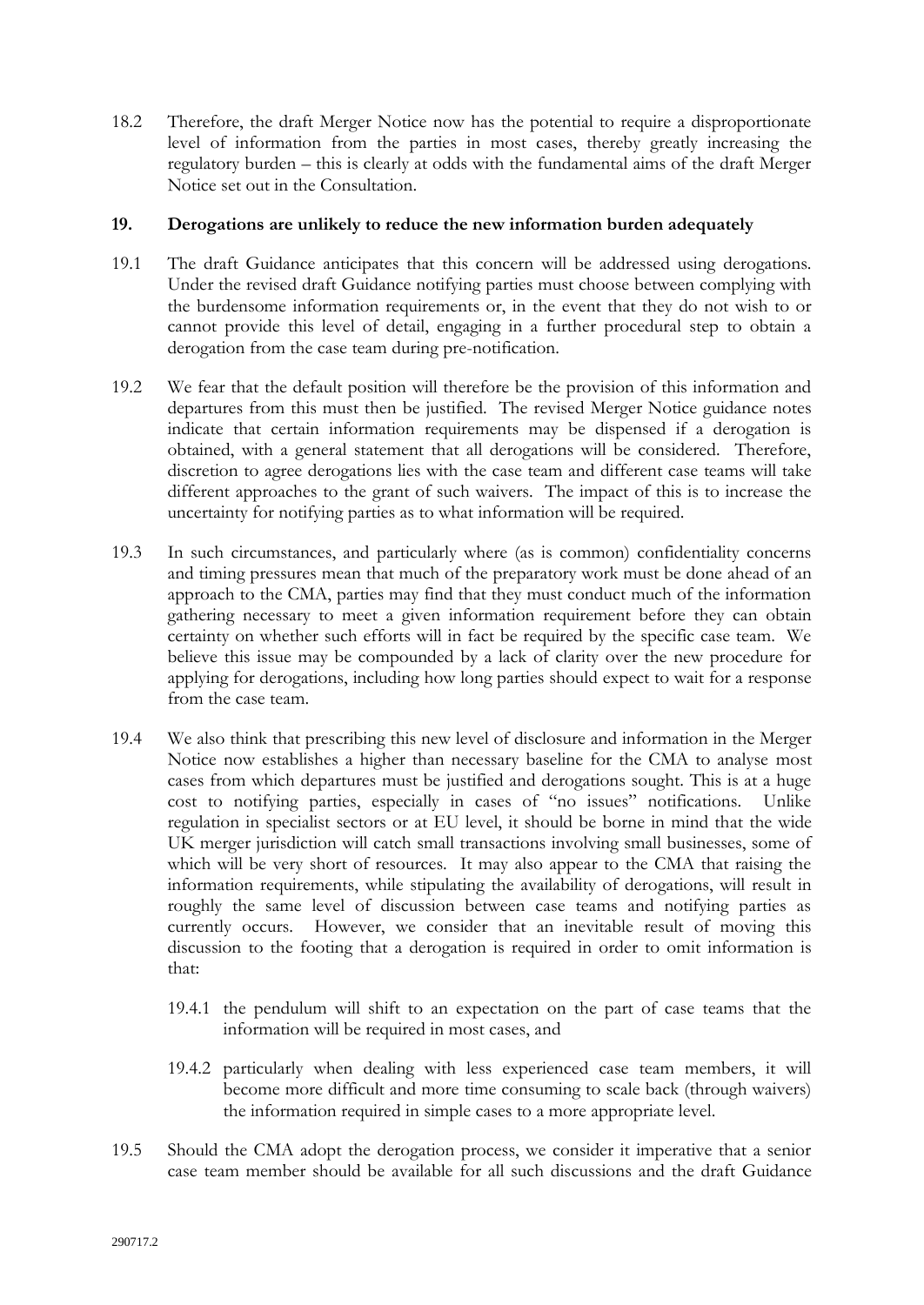18.2 Therefore, the draft Merger Notice now has the potential to require a disproportionate level of information from the parties in most cases, thereby greatly increasing the regulatory burden – this is clearly at odds with the fundamental aims of the draft Merger Notice set out in the Consultation.

## 19. Derogations are unlikely to reduce the new information burden adequately

19.1 The draft Guidance anticipates that this concern will be addressed using derogations. Under the revised draft Guidance notifying parties must choose between complying with the burdensome information requirements or, in the event that they do not wish to or cannot provide this level of detail, engaging in a further procedural step to obtain a derogation from the case team during pre-notification.

19.2 We fear that the default position will therefore be the provision of this information and departures from this must then be justified. The revised Merger Notice guidance notes indicate that certain information requirements may be dispensed if a derogation is obtained, with a general statement that all derogations will be considered. Therefore, discretion to agree derogations lies with the case team and different case teams will take different approaches to the grant of such waivers. The impact of this is to increase the uncertainty for notifying parties as to what information will be required.

19.3 In such circumstances, and particularly where (as is common) confidentiality concerns and timing pressures mean that much of the preparatory work must be done ahead of an approach to the CMA, parties may find that they must conduct much of the information gathering necessary to meet a given information requirement before they can obtain certainty on whether such efforts will in fact be required by the specific case team. We believe this issue may be compounded by a lack of clarity over the new procedure for applying for derogations, including how long parties should expect to wait for a response from the case team.

19.4 We also think that prescribing this new level of disclosure and information in the Merger Notice now establishes a higher than necessary baseline for the CMA to analyse most cases from which departures must be justified and derogations sought. This is at a huge cost to notifying parties, especially in cases of "no issues" notifications. Unlike regulation in specialist sectors or at EU level, it should be borne in mind that the wide UK merger jurisdiction will catch small transactions involving small businesses, some of which will be very short of resources. It may also appear to the CMA that raising the information requirements, while stipulating the availability of derogations, will result in roughly the same level of discussion between case teams and notifying parties as currently occurs. However, we consider that an inevitable result of moving this discussion to the footing that a derogation is required in order to omit information is that:

19.4.1 the pendulum will shift to an expectation on the part of case teams that the information will be required in most cases, and

19.4.2 particularly when dealing with less experienced case team members, it will become more difficult and more time consuming to scale back (through waivers) the information required in simple cases to a more appropriate level.

19.5 Should the CMA adopt the derogation process, we consider it imperative that a senior case team member should be available for all such discussions and the draft Guidance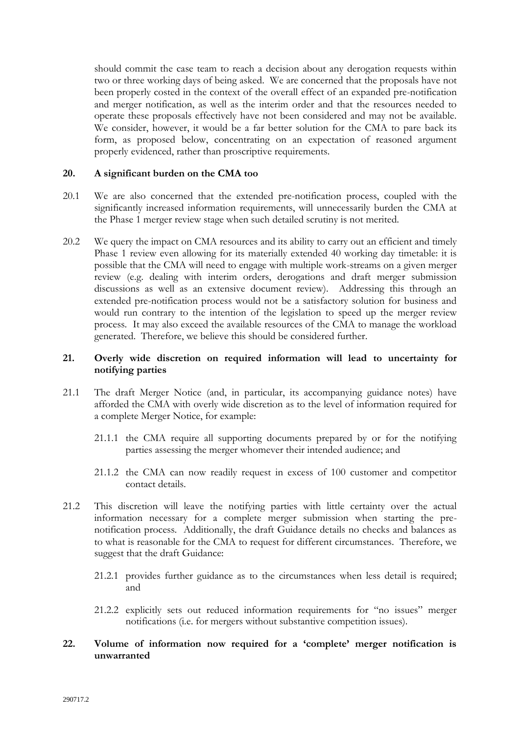should commit the case team to reach a decision about any derogation requests within two or three working days of being asked. We are concerned that the proposals have not been properly costed in the context of the overall effect of an expanded pre-notification and merger notification, as well as the interim order and that the resources needed to operate these proposals effectively have not been considered and may not be available. We consider, however, it would be a far better solution for the CMA to pare back its form, as proposed below, concentrating on an expectation of reasoned argument properly evidenced, rather than proscriptive requirements.

## 20. A significant burden on the CMA too

20.1 We are also concerned that the extended pre-notification process, coupled with the significantly increased information requirements, will unnecessarily burden the CMA at the Phase 1 merger review stage when such detailed scrutiny is not merited.

20.2 We query the impact on CMA resources and its ability to carry out an efficient and timely Phase 1 review even allowing for its materially extended 40 working day timetable: it is possible that the CMA will need to engage with multiple work-streams on a given merger review (e.g. dealing with interim orders, derogations and draft merger submission discussions as well as an extensive document review). Addressing this through an extended pre-notification process would not be a satisfactory solution for business and would run contrary to the intention of the legislation to speed up the merger review process. It may also exceed the available resources of the CMA to manage the workload generated. Therefore, we believe this should be considered further.

## 21. Overly wide discretion on required information will lead to uncertainty for notifying parties

21.1 The draft Merger Notice (and, in particular, its accompanying guidance notes) have afforded the CMA with overly wide discretion as to the level of information required for a complete Merger Notice, for example:

21.1.1 the CMA require all supporting documents prepared by or for the notifying parties assessing the merger whomever their intended audience; and

21.1.2 the CMA can now readily request in excess of 100 customer and competitor contact details.

21.2 This discretion will leave the notifying parties with little certainty over the actual information necessary for a complete merger submission when starting the pre-notification process. Additionally, the draft Guidance details no checks and balances as to what is reasonable for the CMA to request for different circumstances. Therefore, we suggest that the draft Guidance:

21.2.1 provides further guidance as to the circumstances when less detail is required; and

21.2.2 explicitly sets out reduced information requirements for "no issues" merger notifications (i.e. for mergers without substantive competition issues).

## 22. Volume of information now required for a 'complete' merger notification is unwarranted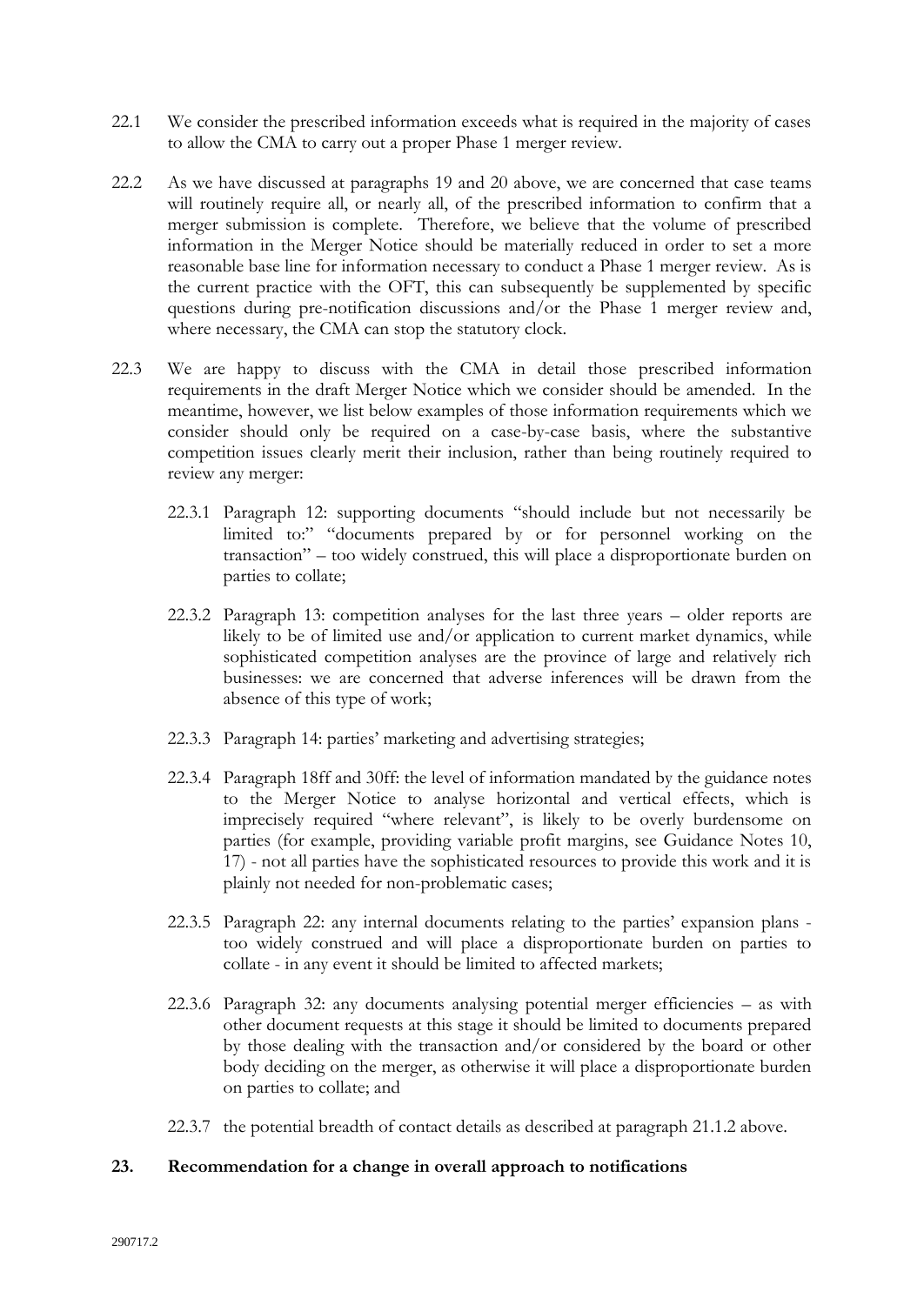22.1 We consider the prescribed information exceeds what is required in the majority of cases to allow the CMA to carry out a proper Phase 1 merger review.

22.2 As we have discussed at paragraphs 19 and 20 above, we are concerned that case teams will routinely require all, or nearly all, of the prescribed information to confirm that a merger submission is complete. Therefore, we believe that the volume of prescribed information in the Merger Notice should be materially reduced in order to set a more reasonable base line for information necessary to conduct a Phase 1 merger review. As is the current practice with the OFT, this can subsequently be supplemented by specific questions during pre-notification discussions and/or the Phase 1 merger review and, where necessary, the CMA can stop the statutory clock.

22.3 We are happy to discuss with the CMA in detail those prescribed information requirements in the draft Merger Notice which we consider should be amended. In the meantime, however, we list below examples of those information requirements which we consider should only be required on a case-by-case basis, where the substantive competition issues clearly merit their inclusion, rather than being routinely required to review any merger:

22.3.1 Paragraph 12: supporting documents "should include but not necessarily be limited to:" "documents prepared by or for personnel working on the transaction" – too widely construed, this will place a disproportionate burden on parties to collate;

22.3.2 Paragraph 13: competition analyses for the last three years – older reports are likely to be of limited use and/or application to current market dynamics, while sophisticated competition analyses are the province of large and relatively rich businesses: we are concerned that adverse inferences will be drawn from the absence of this type of work;

22.3.3 Paragraph 14: parties' marketing and advertising strategies;

22.3.4 Paragraph 18ff and 30ff: the level of information mandated by the guidance notes to the Merger Notice to analyse horizontal and vertical effects, which is imprecisely required "where relevant", is likely to be overly burdensome on parties (for example, providing variable profit margins, see Guidance Notes 10, 17) - not all parties have the sophisticated resources to provide this work and it is plainly not needed for non-problematic cases;

22.3.5 Paragraph 22: any internal documents relating to the parties' expansion plans - too widely construed and will place a disproportionate burden on parties to collate - in any event it should be limited to affected markets;

22.3.6 Paragraph 32: any documents analysing potential merger efficiencies – as with other document requests at this stage it should be limited to documents prepared by those dealing with the transaction and/or considered by the board or other body deciding on the merger, as otherwise it will place a disproportionate burden on parties to collate; and

22.3.7 the potential breadth of contact details as described at paragraph 21.1.2 above.

## 23. Recommendation for a change in overall approach to notifications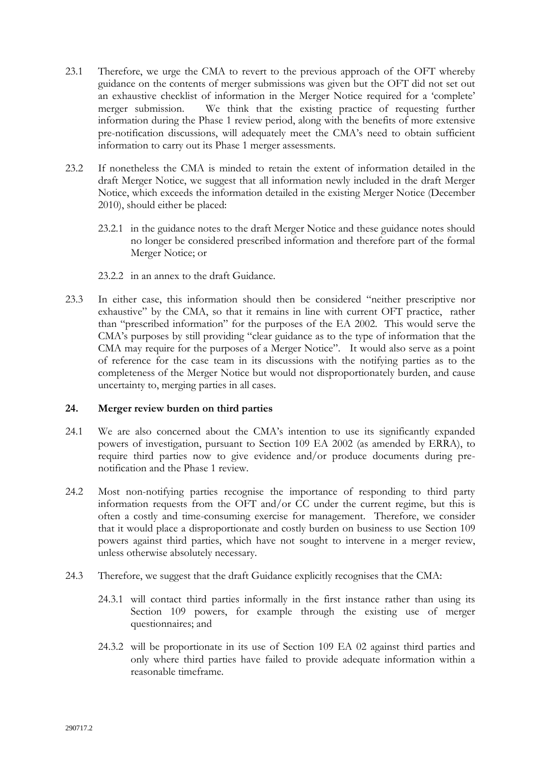23.1 Therefore, we urge the CMA to revert to the previous approach of the OFT whereby guidance on the contents of merger submissions was given but the OFT did not set out an exhaustive checklist of information in the Merger Notice required for a 'complete' merger submission. We think that the existing practice of requesting further information during the Phase 1 review period, along with the benefits of more extensive pre-notification discussions, will adequately meet the CMA's need to obtain sufficient information to carry out its Phase 1 merger assessments.

23.2 If nonetheless the CMA is minded to retain the extent of information detailed in the draft Merger Notice, we suggest that all information newly included in the draft Merger Notice, which exceeds the information detailed in the existing Merger Notice (December 2010), should either be placed:

23.2.1 in the guidance notes to the draft Merger Notice and these guidance notes should no longer be considered prescribed information and therefore part of the formal Merger Notice; or

23.2.2 in an annex to the draft Guidance.

23.3 In either case, this information should then be considered "neither prescriptive nor exhaustive" by the CMA, so that it remains in line with current OFT practice, rather than "prescribed information" for the purposes of the EA 2002. This would serve the CMA's purposes by still providing "clear guidance as to the type of information that the CMA may require for the purposes of a Merger Notice". It would also serve as a point of reference for the case team in its discussions with the notifying parties as to the completeness of the Merger Notice but would not disproportionately burden, and cause uncertainty to, merging parties in all cases.

## 24. Merger review burden on third parties

24.1 We are also concerned about the CMA's intention to use its significantly expanded powers of investigation, pursuant to Section 109 EA 2002 (as amended by ERRA), to require third parties now to give evidence and/or produce documents during pre-notification and the Phase 1 review.

24.2 Most non-notifying parties recognise the importance of responding to third party information requests from the OFT and/or CC under the current regime, but this is often a costly and time-consuming exercise for management. Therefore, we consider that it would place a disproportionate and costly burden on business to use Section 109 powers against third parties, which have not sought to intervene in a merger review, unless otherwise absolutely necessary.

24.3 Therefore, we suggest that the draft Guidance explicitly recognises that the CMA:

24.3.1 will contact third parties informally in the first instance rather than using its Section 109 powers, for example through the existing use of merger questionnaires; and

24.3.2 will be proportionate in its use of Section 109 EA 02 against third parties and only where third parties have failed to provide adequate information within a reasonable timeframe.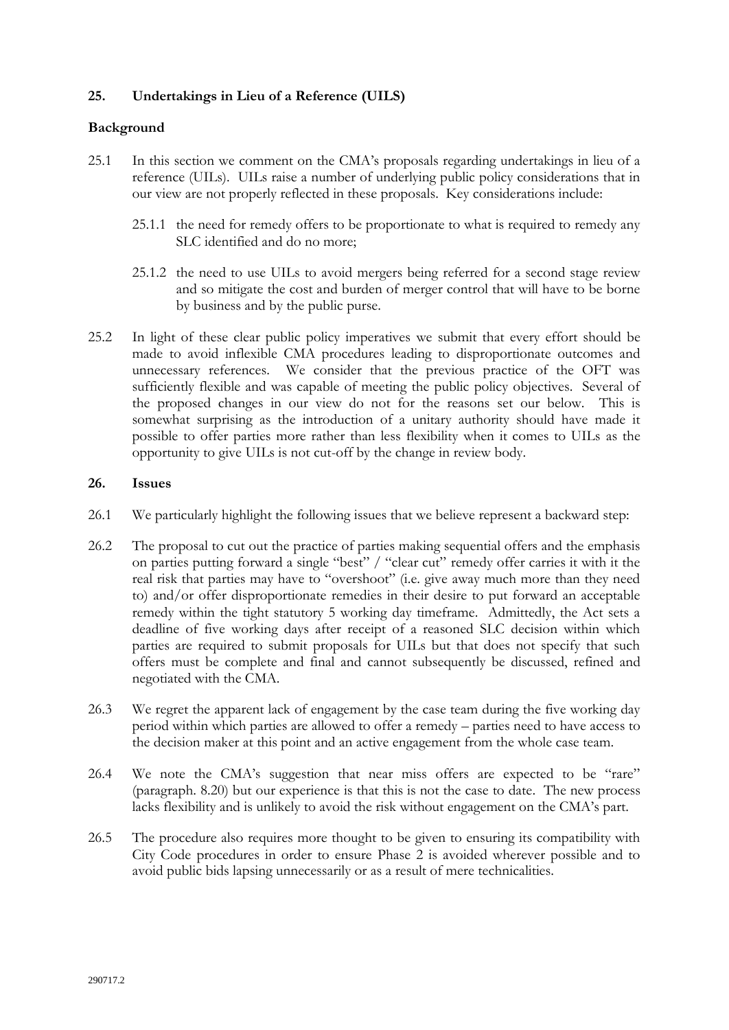## 25. Undertakings in Lieu of a Reference (UILS)

### Background

25.1 In this section we comment on the CMA's proposals regarding undertakings in lieu of a reference (UILs). UILs raise a number of underlying public policy considerations that in our view are not properly reflected in these proposals. Key considerations include:

25.1.1 the need for remedy offers to be proportionate to what is required to remedy any SLC identified and do no more;

25.1.2 the need to use UILs to avoid mergers being referred for a second stage review and so mitigate the cost and burden of merger control that will have to be borne by business and by the public purse.

25.2 In light of these clear public policy imperatives we submit that every effort should be made to avoid inflexible CMA procedures leading to disproportionate outcomes and unnecessary references. We consider that the previous practice of the OFT was sufficiently flexible and was capable of meeting the public policy objectives. Several of the proposed changes in our view do not for the reasons set our below. This is somewhat surprising as the introduction of a unitary authority should have made it possible to offer parties more rather than less flexibility when it comes to UILs as the opportunity to give UILs is not cut-off by the change in review body.

## 26. Issues

26.1 We particularly highlight the following issues that we believe represent a backward step:

26.2 The proposal to cut out the practice of parties making sequential offers and the emphasis on parties putting forward a single "best" / "clear cut" remedy offer carries it with it the real risk that parties may have to "overshoot" (i.e. give away much more than they need to) and/or offer disproportionate remedies in their desire to put forward an acceptable remedy within the tight statutory 5 working day timeframe. Admittedly, the Act sets a deadline of five working days after receipt of a reasoned SLC decision within which parties are required to submit proposals for UILs but that does not specify that such offers must be complete and final and cannot subsequently be discussed, refined and negotiated with the CMA.

26.3 We regret the apparent lack of engagement by the case team during the five working day period within which parties are allowed to offer a remedy – parties need to have access to the decision maker at this point and an active engagement from the whole case team.

26.4 We note the CMA's suggestion that near miss offers are expected to be "rare" (paragraph. 8.20) but our experience is that this is not the case to date. The new process lacks flexibility and is unlikely to avoid the risk without engagement on the CMA's part.

26.5 The procedure also requires more thought to be given to ensuring its compatibility with City Code procedures in order to ensure Phase 2 is avoided wherever possible and to avoid public bids lapsing unnecessarily or as a result of mere technicalities.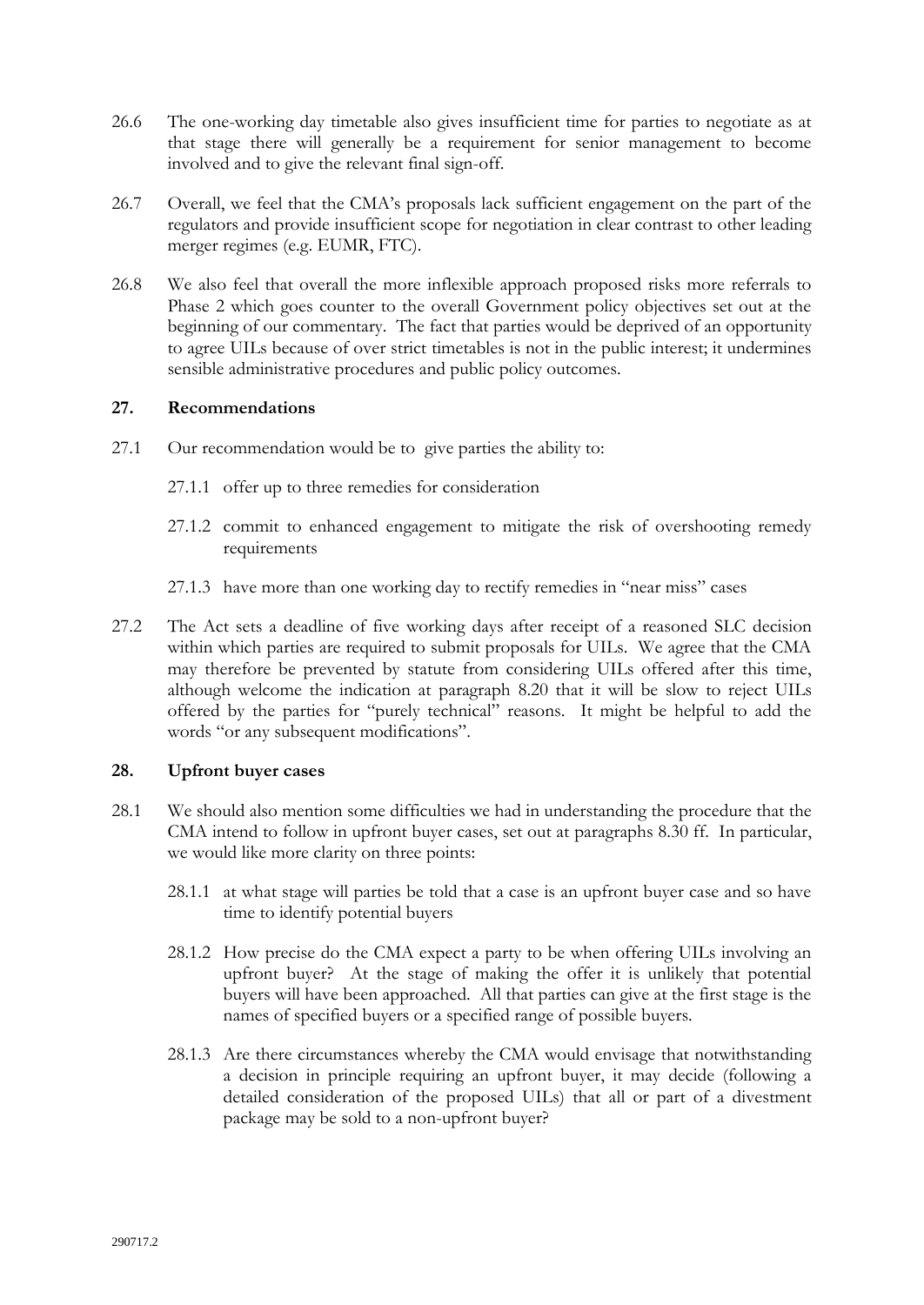26.6 The one-working day timetable also gives insufficient time for parties to negotiate as at that stage there will generally be a requirement for senior management to become involved and to give the relevant final sign-off.

26.7 Overall, we feel that the CMA's proposals lack sufficient engagement on the part of the regulators and provide insufficient scope for negotiation in clear contrast to other leading merger regimes (e.g. EUMR, FTC).

26.8 We also feel that overall the more inflexible approach proposed risks more referrals to Phase 2 which goes counter to the overall Government policy objectives set out at the beginning of our commentary. The fact that parties would be deprived of an opportunity to agree UILs because of over strict timetables is not in the public interest; it undermines sensible administrative procedures and public policy outcomes.

## 27. Recommendations

27.1 Our recommendation would be to give parties the ability to:

27.1.1 offer up to three remedies for consideration

27.1.2 commit to enhanced engagement to mitigate the risk of overshooting remedy requirements

27.1.3 have more than one working day to rectify remedies in "near miss" cases

27.2 The Act sets a deadline of five working days after receipt of a reasoned SLC decision within which parties are required to submit proposals for UILs. We agree that the CMA may therefore be prevented by statute from considering UILs offered after this time, although welcome the indication at paragraph 8.20 that it will be slow to reject UILs offered by the parties for "purely technical" reasons. It might be helpful to add the words "or any subsequent modifications".

## 28. Upfront buyer cases

28.1 We should also mention some difficulties we had in understanding the procedure that the CMA intend to follow in upfront buyer cases, set out at paragraphs 8.30 ff. In particular, we would like more clarity on three points:

28.1.1 at what stage will parties be told that a case is an upfront buyer case and so have time to identify potential buyers

28.1.2 How precise do the CMA expect a party to be when offering UILs involving an upfront buyer? At the stage of making the offer it is unlikely that potential buyers will have been approached. All that parties can give at the first stage is the names of specified buyers or a specified range of possible buyers.

28.1.3 Are there circumstances whereby the CMA would envisage that notwithstanding a decision in principle requiring an upfront buyer, it may decide (following a detailed consideration of the proposed UILs) that all or part of a divestment package may be sold to a non-upfront buyer?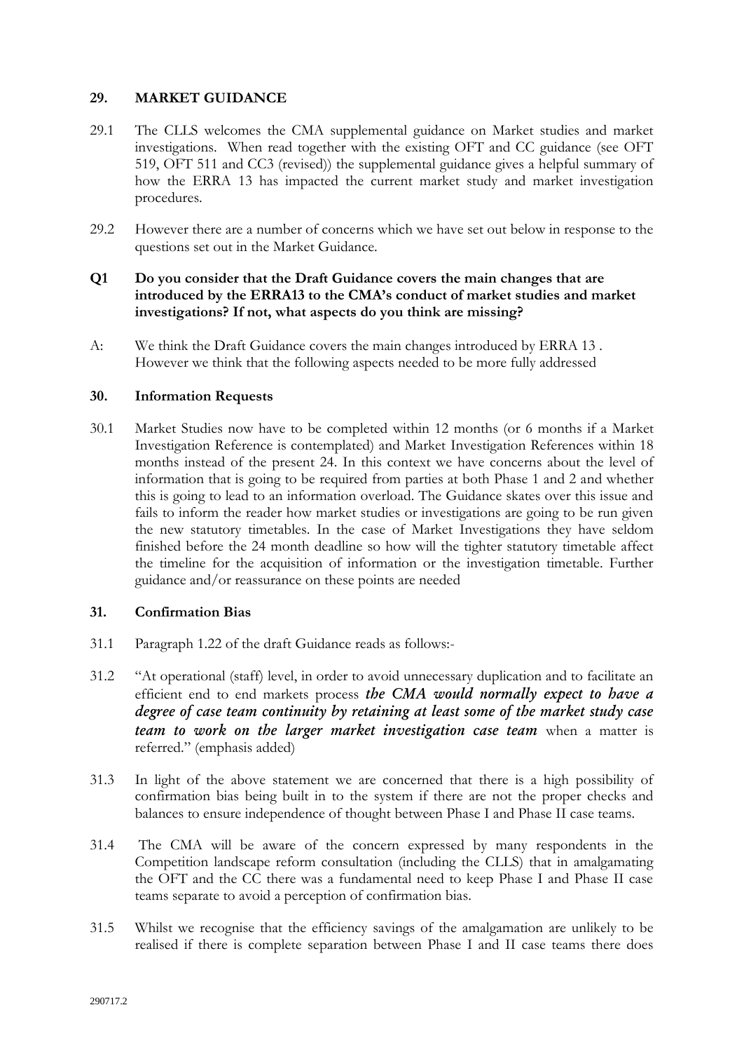## 29. MARKET GUIDANCE

29.1 The CLLS welcomes the CMA supplemental guidance on Market studies and market investigations. When read together with the existing OFT and CC guidance (see OFT 519, OFT 511 and CC3 (revised)) the supplemental guidance gives a helpful summary of how the ERRA 13 has impacted the current market study and market investigation procedures.

29.2 However there are a number of concerns which we have set out below in response to the questions set out in the Market Guidance.

**Q1 Do you consider that the Draft Guidance covers the main changes that are introduced by the ERRA13 to the CMA's conduct of market studies and market investigations? If not, what aspects do you think are missing?**

A: We think the Draft Guidance covers the main changes introduced by ERRA 13 . However we think that the following aspects needed to be more fully addressed

## 30. Information Requests

30.1 Market Studies now have to be completed within 12 months (or 6 months if a Market Investigation Reference is contemplated) and Market Investigation References within 18 months instead of the present 24. In this context we have concerns about the level of information that is going to be required from parties at both Phase 1 and 2 and whether this is going to lead to an information overload. The Guidance skates over this issue and fails to inform the reader how market studies or investigations are going to be run given the new statutory timetables. In the case of Market Investigations they have seldom finished before the 24 month deadline so how will the tighter statutory timetable affect the timeline for the acquisition of information or the investigation timetable. Further guidance and/or reassurance on these points are needed

## 31. Confirmation Bias

31.1 Paragraph 1.22 of the draft Guidance reads as follows:-

31.2 "At operational (staff) level, in order to avoid unnecessary duplication and to facilitate an efficient end to end markets process ***the CMA would normally expect to have a degree of case team continuity by retaining at least some of the market study case team to work on the larger market investigation case team*** when a matter is referred." (emphasis added)

31.3 In light of the above statement we are concerned that there is a high possibility of confirmation bias being built in to the system if there are not the proper checks and balances to ensure independence of thought between Phase I and Phase II case teams.

31.4 The CMA will be aware of the concern expressed by many respondents in the Competition landscape reform consultation (including the CLLS) that in amalgamating the OFT and the CC there was a fundamental need to keep Phase I and Phase II case teams separate to avoid a perception of confirmation bias.

31.5 Whilst we recognise that the efficiency savings of the amalgamation are unlikely to be realised if there is complete separation between Phase I and II case teams there does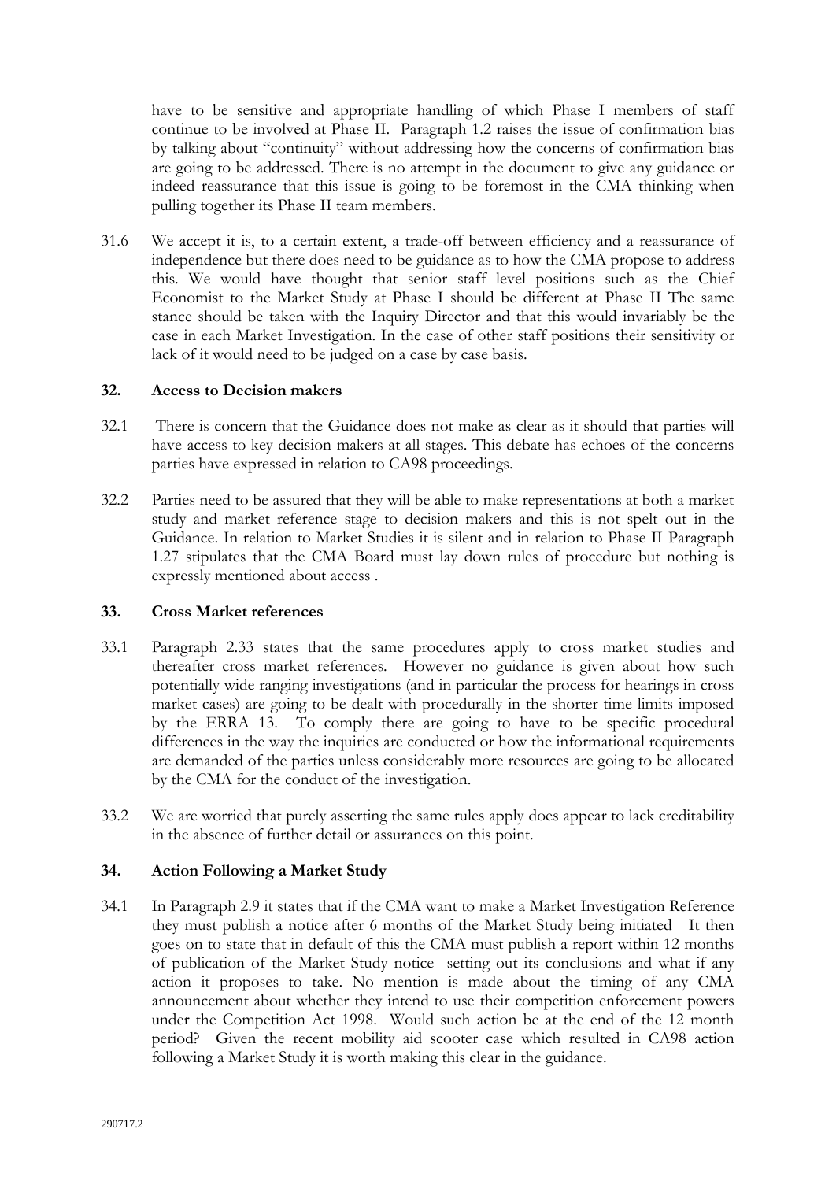have to be sensitive and appropriate handling of which Phase I members of staff continue to be involved at Phase II. Paragraph 1.2 raises the issue of confirmation bias by talking about "continuity" without addressing how the concerns of confirmation bias are going to be addressed. There is no attempt in the document to give any guidance or indeed reassurance that this issue is going to be foremost in the CMA thinking when pulling together its Phase II team members.

31.6 We accept it is, to a certain extent, a trade-off between efficiency and a reassurance of independence but there does need to be guidance as to how the CMA propose to address this. We would have thought that senior staff level positions such as the Chief Economist to the Market Study at Phase I should be different at Phase II The same stance should be taken with the Inquiry Director and that this would invariably be the case in each Market Investigation. In the case of other staff positions their sensitivity or lack of it would need to be judged on a case by case basis.

## 32. Access to Decision makers

32.1 There is concern that the Guidance does not make as clear as it should that parties will have access to key decision makers at all stages. This debate has echoes of the concerns parties have expressed in relation to CA98 proceedings.

32.2 Parties need to be assured that they will be able to make representations at both a market study and market reference stage to decision makers and this is not spelt out in the Guidance. In relation to Market Studies it is silent and in relation to Phase II Paragraph 1.27 stipulates that the CMA Board must lay down rules of procedure but nothing is expressly mentioned about access .

## 33. Cross Market references

33.1 Paragraph 2.33 states that the same procedures apply to cross market studies and thereafter cross market references. However no guidance is given about how such potentially wide ranging investigations (and in particular the process for hearings in cross market cases) are going to be dealt with procedurally in the shorter time limits imposed by the ERRA 13. To comply there are going to have to be specific procedural differences in the way the inquiries are conducted or how the informational requirements are demanded of the parties unless considerably more resources are going to be allocated by the CMA for the conduct of the investigation.

33.2 We are worried that purely asserting the same rules apply does appear to lack creditability in the absence of further detail or assurances on this point.

## 34. Action Following a Market Study

34.1 In Paragraph 2.9 it states that if the CMA want to make a Market Investigation Reference they must publish a notice after 6 months of the Market Study being initiated It then goes on to state that in default of this the CMA must publish a report within 12 months of publication of the Market Study notice setting out its conclusions and what if any action it proposes to take. No mention is made about the timing of any CMA announcement about whether they intend to use their competition enforcement powers under the Competition Act 1998. Would such action be at the end of the 12 month period? Given the recent mobility aid scooter case which resulted in CA98 action following a Market Study it is worth making this clear in the guidance.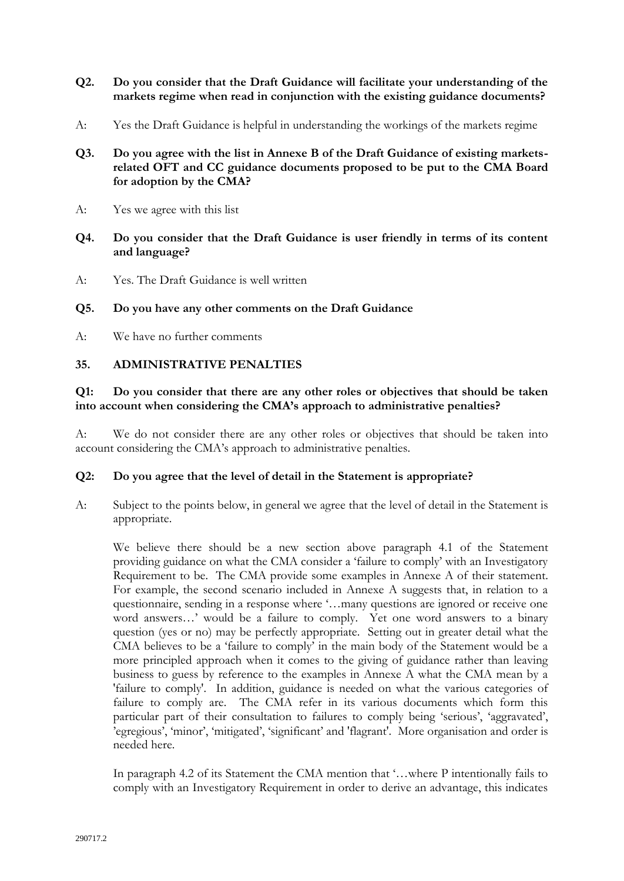**Q2. Do you consider that the Draft Guidance will facilitate your understanding of the markets regime when read in conjunction with the existing guidance documents?**

A: Yes the Draft Guidance is helpful in understanding the workings of the markets regime

**Q3. Do you agree with the list in Annexe B of the Draft Guidance of existing markets-related OFT and CC guidance documents proposed to be put to the CMA Board for adoption by the CMA?**

A: Yes we agree with this list

**Q4. Do you consider that the Draft Guidance is user friendly in terms of its content and language?**

A: Yes. The Draft Guidance is well written

**Q5. Do you have any other comments on the Draft Guidance**

A: We have no further comments

## 35. ADMINISTRATIVE PENALTIES

**Q1: Do you consider that there are any other roles or objectives that should be taken into account when considering the CMA's approach to administrative penalties?**

A: We do not consider there are any other roles or objectives that should be taken into account considering the CMA's approach to administrative penalties.

**Q2: Do you agree that the level of detail in the Statement is appropriate?**

A: Subject to the points below, in general we agree that the level of detail in the Statement is appropriate.

We believe there should be a new section above paragraph 4.1 of the Statement providing guidance on what the CMA consider a 'failure to comply' with an Investigatory Requirement to be. The CMA provide some examples in Annexe A of their statement. For example, the second scenario included in Annexe A suggests that, in relation to a questionnaire, sending in a response where '…many questions are ignored or receive one word answers…' would be a failure to comply. Yet one word answers to a binary question (yes or no) may be perfectly appropriate. Setting out in greater detail what the CMA believes to be a 'failure to comply' in the main body of the Statement would be a more principled approach when it comes to the giving of guidance rather than leaving business to guess by reference to the examples in Annexe A what the CMA mean by a 'failure to comply'. In addition, guidance is needed on what the various categories of failure to comply are. The CMA refer in its various documents which form this particular part of their consultation to failures to comply being 'serious', 'aggravated', 'egregious', 'minor', 'mitigated', 'significant' and 'flagrant'. More organisation and order is needed here.

In paragraph 4.2 of its Statement the CMA mention that '…where P intentionally fails to comply with an Investigatory Requirement in order to derive an advantage, this indicates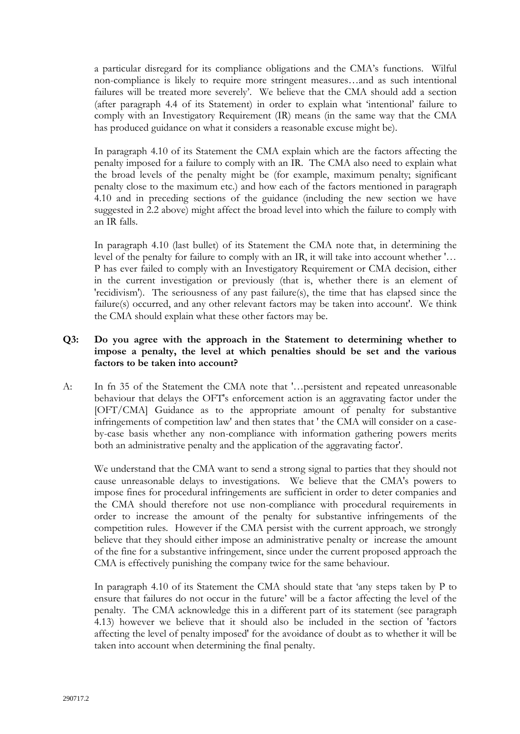a particular disregard for its compliance obligations and the CMA's functions. Wilful non-compliance is likely to require more stringent measures…and as such intentional failures will be treated more severely'. We believe that the CMA should add a section (after paragraph 4.4 of its Statement) in order to explain what 'intentional' failure to comply with an Investigatory Requirement (IR) means (in the same way that the CMA has produced guidance on what it considers a reasonable excuse might be).

In paragraph 4.10 of its Statement the CMA explain which are the factors affecting the penalty imposed for a failure to comply with an IR. The CMA also need to explain what the broad levels of the penalty might be (for example, maximum penalty; significant penalty close to the maximum etc.) and how each of the factors mentioned in paragraph 4.10 and in preceding sections of the guidance (including the new section we have suggested in 2.2 above) might affect the broad level into which the failure to comply with an IR falls.

In paragraph 4.10 (last bullet) of its Statement the CMA note that, in determining the level of the penalty for failure to comply with an IR, it will take into account whether '… P has ever failed to comply with an Investigatory Requirement or CMA decision, either in the current investigation or previously (that is, whether there is an element of 'recidivism'). The seriousness of any past failure(s), the time that has elapsed since the failure(s) occurred, and any other relevant factors may be taken into account'. We think the CMA should explain what these other factors may be.

**Q3: Do you agree with the approach in the Statement to determining whether to impose a penalty, the level at which penalties should be set and the various factors to be taken into account?**

A: In fn 35 of the Statement the CMA note that '…persistent and repeated unreasonable behaviour that delays the OFT's enforcement action is an aggravating factor under the [OFT/CMA] Guidance as to the appropriate amount of penalty for substantive infringements of competition law' and then states that ' the CMA will consider on a case-by-case basis whether any non-compliance with information gathering powers merits both an administrative penalty and the application of the aggravating factor'.

We understand that the CMA want to send a strong signal to parties that they should not cause unreasonable delays to investigations. We believe that the CMA's powers to impose fines for procedural infringements are sufficient in order to deter companies and the CMA should therefore not use non-compliance with procedural requirements in order to increase the amount of the penalty for substantive infringements of the competition rules. However if the CMA persist with the current approach, we strongly believe that they should either impose an administrative penalty or increase the amount of the fine for a substantive infringement, since under the current proposed approach the CMA is effectively punishing the company twice for the same behaviour.

In paragraph 4.10 of its Statement the CMA should state that 'any steps taken by P to ensure that failures do not occur in the future' will be a factor affecting the level of the penalty. The CMA acknowledge this in a different part of its statement (see paragraph 4.13) however we believe that it should also be included in the section of 'factors affecting the level of penalty imposed' for the avoidance of doubt as to whether it will be taken into account when determining the final penalty.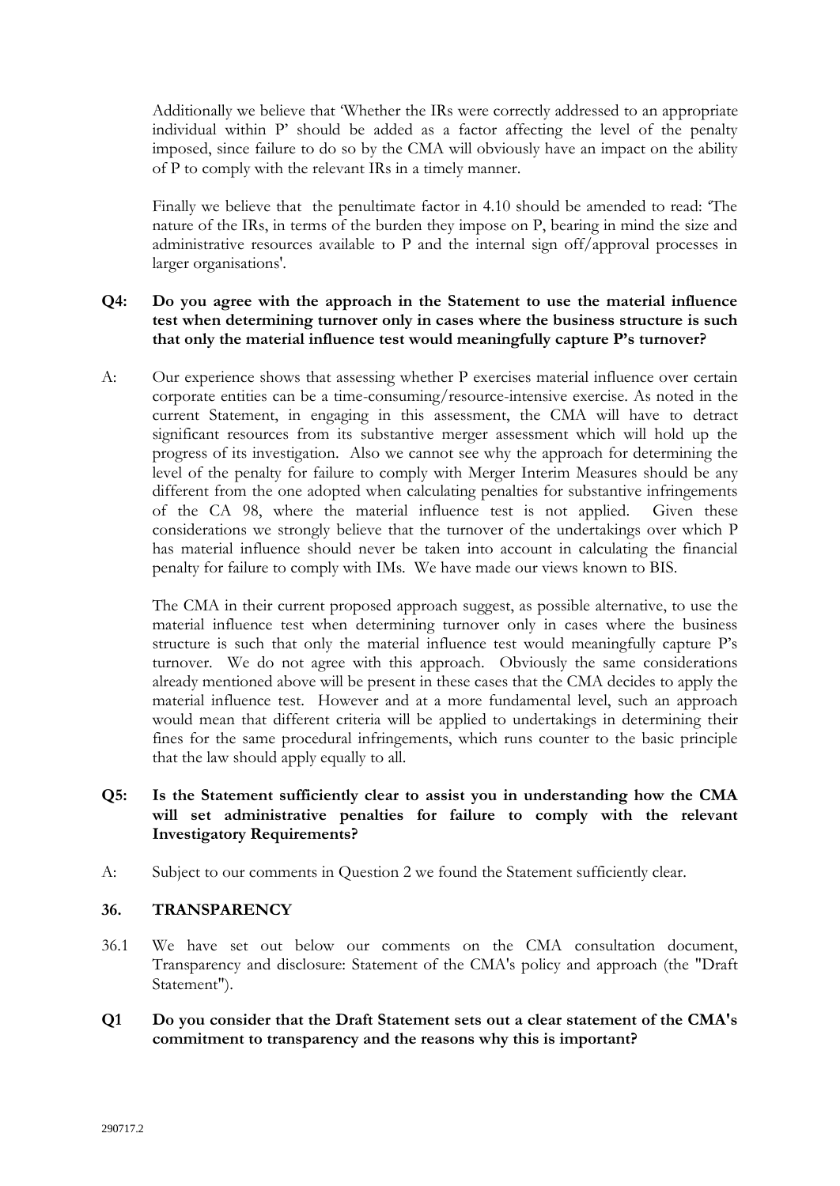Additionally we believe that 'Whether the IRs were correctly addressed to an appropriate individual within P' should be added as a factor affecting the level of the penalty imposed, since failure to do so by the CMA will obviously have an impact on the ability of P to comply with the relevant IRs in a timely manner.

Finally we believe that the penultimate factor in 4.10 should be amended to read: 'The nature of the IRs, in terms of the burden they impose on P, bearing in mind the size and administrative resources available to P and the internal sign off/approval processes in larger organisations'.

**Q4: Do you agree with the approach in the Statement to use the material influence test when determining turnover only in cases where the business structure is such that only the material influence test would meaningfully capture P's turnover?**

A: Our experience shows that assessing whether P exercises material influence over certain corporate entities can be a time-consuming/resource-intensive exercise. As noted in the current Statement, in engaging in this assessment, the CMA will have to detract significant resources from its substantive merger assessment which will hold up the progress of its investigation. Also we cannot see why the approach for determining the level of the penalty for failure to comply with Merger Interim Measures should be any different from the one adopted when calculating penalties for substantive infringements of the CA 98, where the material influence test is not applied. Given these considerations we strongly believe that the turnover of the undertakings over which P has material influence should never be taken into account in calculating the financial penalty for failure to comply with IMs. We have made our views known to BIS.

The CMA in their current proposed approach suggest, as possible alternative, to use the material influence test when determining turnover only in cases where the business structure is such that only the material influence test would meaningfully capture P's turnover. We do not agree with this approach. Obviously the same considerations already mentioned above will be present in these cases that the CMA decides to apply the material influence test. However and at a more fundamental level, such an approach would mean that different criteria will be applied to undertakings in determining their fines for the same procedural infringements, which runs counter to the basic principle that the law should apply equally to all.

**Q5: Is the Statement sufficiently clear to assist you in understanding how the CMA will set administrative penalties for failure to comply with the relevant Investigatory Requirements?**

A: Subject to our comments in Question 2 we found the Statement sufficiently clear.

## 36. TRANSPARENCY

36.1 We have set out below our comments on the CMA consultation document, Transparency and disclosure: Statement of the CMA's policy and approach (the "Draft Statement").

**Q1 Do you consider that the Draft Statement sets out a clear statement of the CMA's commitment to transparency and the reasons why this is important?**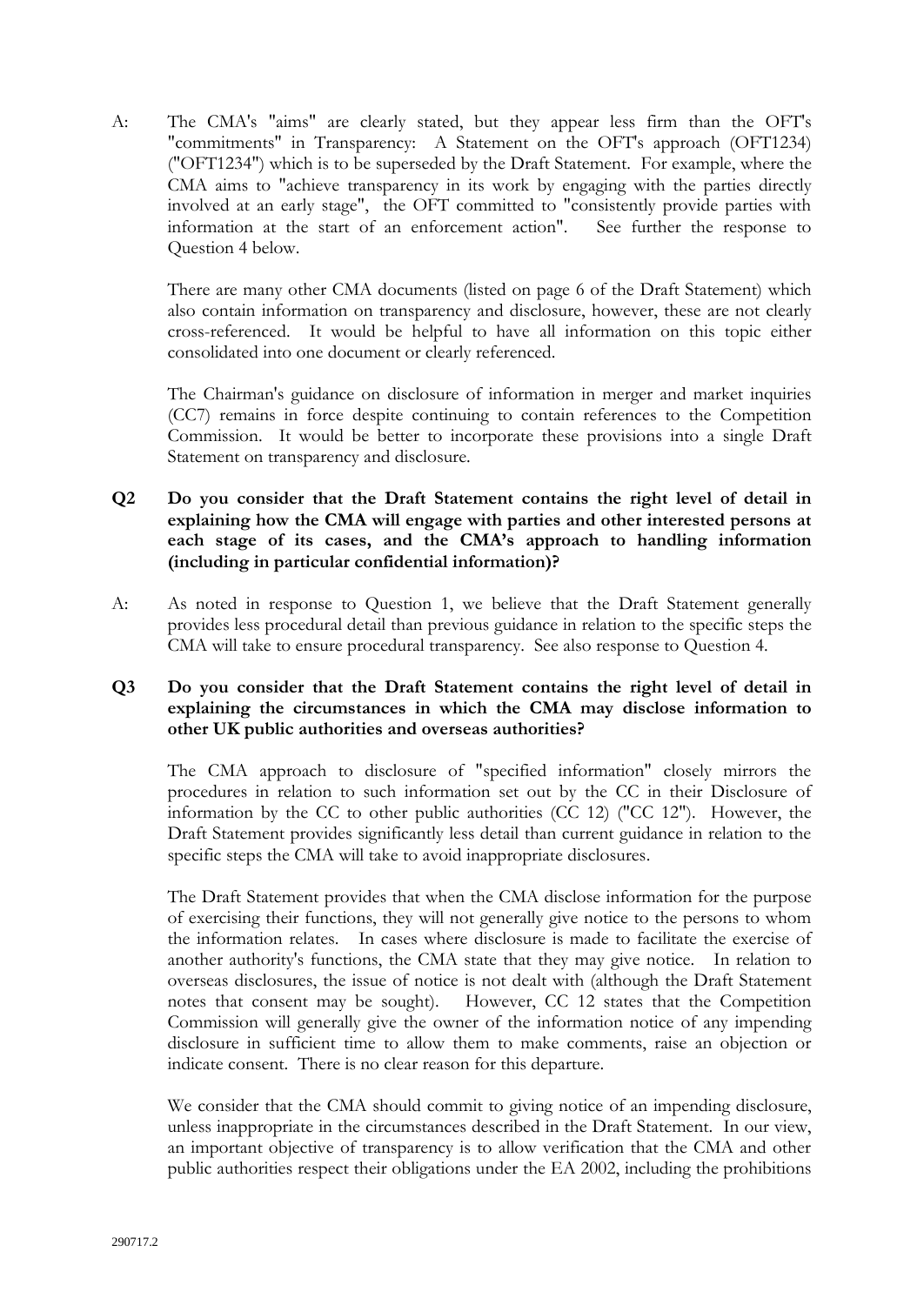A: The CMA's "aims" are clearly stated, but they appear less firm than the OFT's "commitments" in Transparency: A Statement on the OFT's approach (OFT1234) ("OFT1234") which is to be superseded by the Draft Statement. For example, where the CMA aims to "achieve transparency in its work by engaging with the parties directly involved at an early stage", the OFT committed to "consistently provide parties with information at the start of an enforcement action". See further the response to Question 4 below.

There are many other CMA documents (listed on page 6 of the Draft Statement) which also contain information on transparency and disclosure, however, these are not clearly cross-referenced. It would be helpful to have all information on this topic either consolidated into one document or clearly referenced.

The Chairman's guidance on disclosure of information in merger and market inquiries (CC7) remains in force despite continuing to contain references to the Competition Commission. It would be better to incorporate these provisions into a single Draft Statement on transparency and disclosure.

**Q2 Do you consider that the Draft Statement contains the right level of detail in explaining how the CMA will engage with parties and other interested persons at each stage of its cases, and the CMA's approach to handling information (including in particular confidential information)?**

A: As noted in response to Question 1, we believe that the Draft Statement generally provides less procedural detail than previous guidance in relation to the specific steps the CMA will take to ensure procedural transparency. See also response to Question 4.

**Q3 Do you consider that the Draft Statement contains the right level of detail in explaining the circumstances in which the CMA may disclose information to other UK public authorities and overseas authorities?**

The CMA approach to disclosure of "specified information" closely mirrors the procedures in relation to such information set out by the CC in their Disclosure of information by the CC to other public authorities (CC 12) ("CC 12"). However, the Draft Statement provides significantly less detail than current guidance in relation to the specific steps the CMA will take to avoid inappropriate disclosures.

The Draft Statement provides that when the CMA disclose information for the purpose of exercising their functions, they will not generally give notice to the persons to whom the information relates. In cases where disclosure is made to facilitate the exercise of another authority's functions, the CMA state that they may give notice. In relation to overseas disclosures, the issue of notice is not dealt with (although the Draft Statement notes that consent may be sought). However, CC 12 states that the Competition Commission will generally give the owner of the information notice of any impending disclosure in sufficient time to allow them to make comments, raise an objection or indicate consent. There is no clear reason for this departure.

We consider that the CMA should commit to giving notice of an impending disclosure, unless inappropriate in the circumstances described in the Draft Statement. In our view, an important objective of transparency is to allow verification that the CMA and other public authorities respect their obligations under the EA 2002, including the prohibitions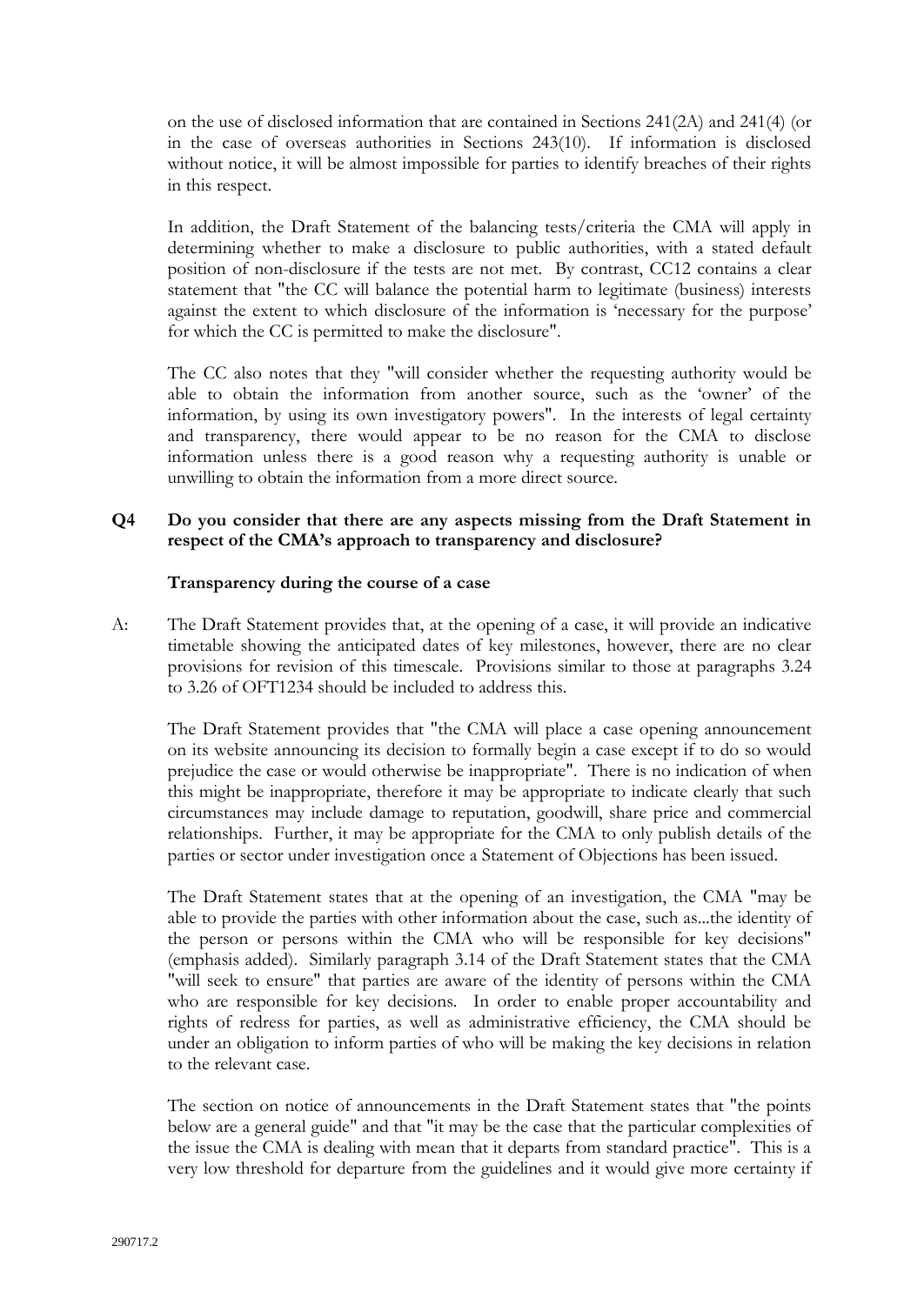on the use of disclosed information that are contained in Sections 241(2A) and 241(4) (or in the case of overseas authorities in Sections 243(10). If information is disclosed without notice, it will be almost impossible for parties to identify breaches of their rights in this respect.

In addition, the Draft Statement of the balancing tests/criteria the CMA will apply in determining whether to make a disclosure to public authorities, with a stated default position of non-disclosure if the tests are not met. By contrast, CC12 contains a clear statement that "the CC will balance the potential harm to legitimate (business) interests against the extent to which disclosure of the information is 'necessary for the purpose' for which the CC is permitted to make the disclosure".

The CC also notes that they "will consider whether the requesting authority would be able to obtain the information from another source, such as the 'owner' of the information, by using its own investigatory powers". In the interests of legal certainty and transparency, there would appear to be no reason for the CMA to disclose information unless there is a good reason why a requesting authority is unable or unwilling to obtain the information from a more direct source.

**Q4 Do you consider that there are any aspects missing from the Draft Statement in respect of the CMA's approach to transparency and disclosure?**

**Transparency during the course of a case**

A: The Draft Statement provides that, at the opening of a case, it will provide an indicative timetable showing the anticipated dates of key milestones, however, there are no clear provisions for revision of this timescale. Provisions similar to those at paragraphs 3.24 to 3.26 of OFT1234 should be included to address this.

The Draft Statement provides that "the CMA will place a case opening announcement on its website announcing its decision to formally begin a case except if to do so would prejudice the case or would otherwise be inappropriate". There is no indication of when this might be inappropriate, therefore it may be appropriate to indicate clearly that such circumstances may include damage to reputation, goodwill, share price and commercial relationships. Further, it may be appropriate for the CMA to only publish details of the parties or sector under investigation once a Statement of Objections has been issued.

The Draft Statement states that at the opening of an investigation, the CMA "may be able to provide the parties with other information about the case, such as...the identity of the person or persons within the CMA who will be responsible for key decisions" (emphasis added). Similarly paragraph 3.14 of the Draft Statement states that the CMA "will seek to ensure" that parties are aware of the identity of persons within the CMA who are responsible for key decisions. In order to enable proper accountability and rights of redress for parties, as well as administrative efficiency, the CMA should be under an obligation to inform parties of who will be making the key decisions in relation to the relevant case.

The section on notice of announcements in the Draft Statement states that "the points below are a general guide" and that "it may be the case that the particular complexities of the issue the CMA is dealing with mean that it departs from standard practice". This is a very low threshold for departure from the guidelines and it would give more certainty if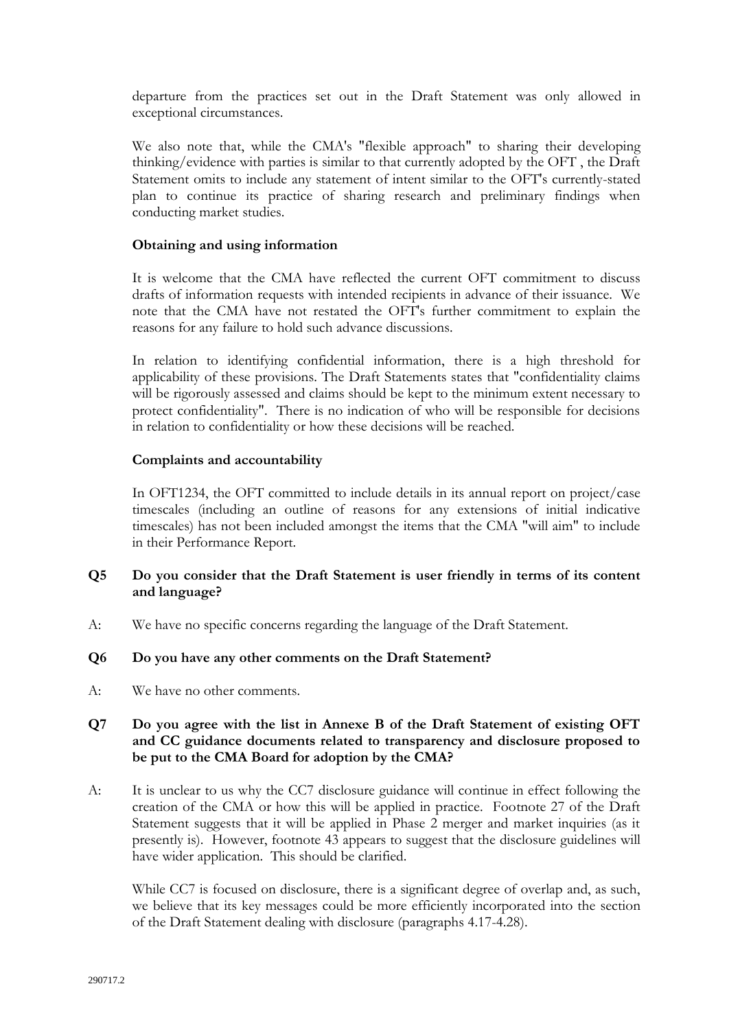departure from the practices set out in the Draft Statement was only allowed in exceptional circumstances.

We also note that, while the CMA's "flexible approach" to sharing their developing thinking/evidence with parties is similar to that currently adopted by the OFT , the Draft Statement omits to include any statement of intent similar to the OFT's currently-stated plan to continue its practice of sharing research and preliminary findings when conducting market studies.

**Obtaining and using information**

It is welcome that the CMA have reflected the current OFT commitment to discuss drafts of information requests with intended recipients in advance of their issuance. We note that the CMA have not restated the OFT's further commitment to explain the reasons for any failure to hold such advance discussions.

In relation to identifying confidential information, there is a high threshold for applicability of these provisions. The Draft Statements states that "confidentiality claims will be rigorously assessed and claims should be kept to the minimum extent necessary to protect confidentiality". There is no indication of who will be responsible for decisions in relation to confidentiality or how these decisions will be reached.

**Complaints and accountability**

In OFT1234, the OFT committed to include details in its annual report on project/case timescales (including an outline of reasons for any extensions of initial indicative timescales) has not been included amongst the items that the CMA "will aim" to include in their Performance Report.

**Q5 Do you consider that the Draft Statement is user friendly in terms of its content and language?**

A: We have no specific concerns regarding the language of the Draft Statement.

**Q6 Do you have any other comments on the Draft Statement?**

A: We have no other comments.

**Q7 Do you agree with the list in Annexe B of the Draft Statement of existing OFT and CC guidance documents related to transparency and disclosure proposed to be put to the CMA Board for adoption by the CMA?**

A: It is unclear to us why the CC7 disclosure guidance will continue in effect following the creation of the CMA or how this will be applied in practice. Footnote 27 of the Draft Statement suggests that it will be applied in Phase 2 merger and market inquiries (as it presently is). However, footnote 43 appears to suggest that the disclosure guidelines will have wider application. This should be clarified.

While CC7 is focused on disclosure, there is a significant degree of overlap and, as such, we believe that its key messages could be more efficiently incorporated into the section of the Draft Statement dealing with disclosure (paragraphs 4.17-4.28).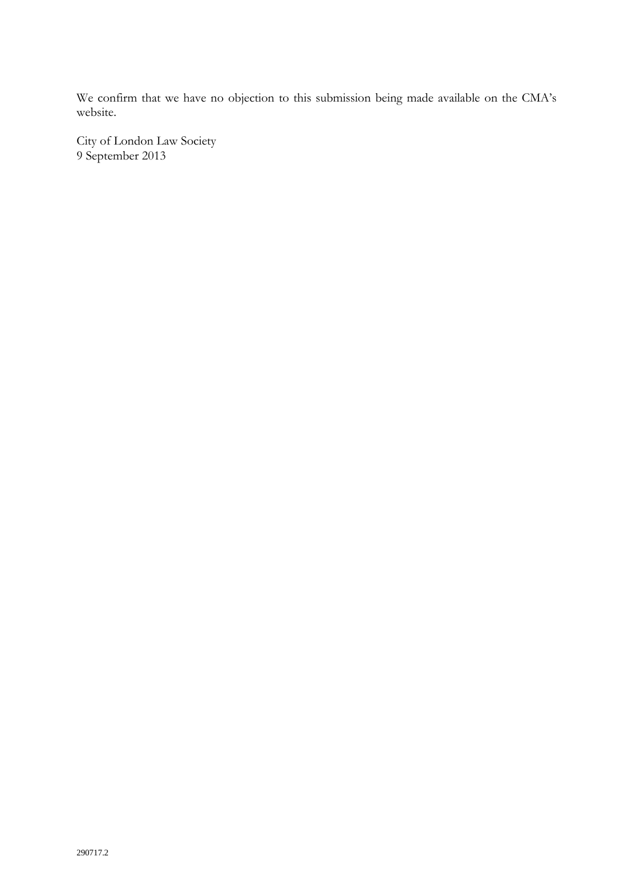We confirm that we have no objection to this submission being made available on the CMA's website.

City of London Law Society
9 September 2013

290717.2